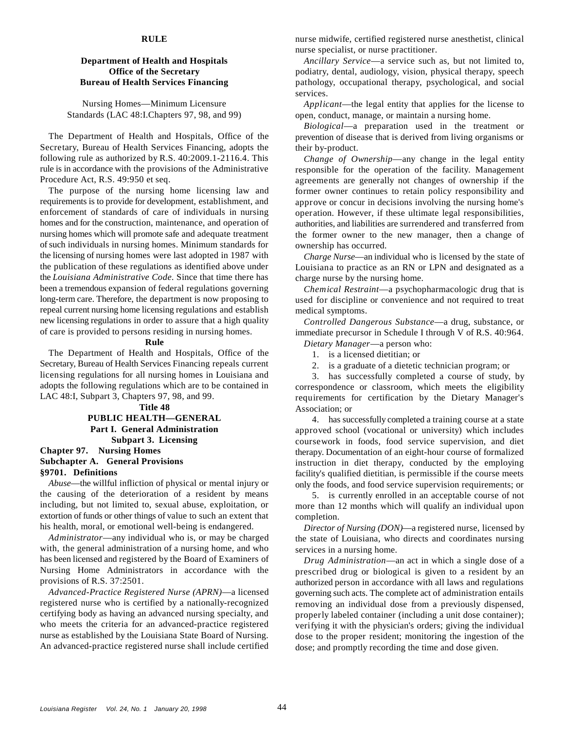## RULE

**Department of Health and Hospitals**
**Office of the Secretary**
**Bureau of Health Services Financing**

Nursing Homes—Minimum Licensure Standards (LAC 48:I.Chapters 97, 98, and 99)

The Department of Health and Hospitals, Office of the Secretary, Bureau of Health Services Financing, adopts the following rule as authorized by R.S. 40:2009.1-2116.4. This rule is in accordance with the provisions of the Administrative Procedure Act, R.S. 49:950 et seq.

The purpose of the nursing home licensing law and requirements is to provide for development, establishment, and enforcement of standards of care of individuals in nursing homes and for the construction, maintenance, and operation of nursing homes which will promote safe and adequate treatment of such individuals in nursing homes. Minimum standards for the licensing of nursing homes were last adopted in 1987 with the publication of these regulations as identified above under the *Louisiana Administrative Code.* Since that time there has been a tremendous expansion of federal regulations governing long-term care. Therefore, the department is now proposing to repeal current nursing home licensing regulations and establish new licensing regulations in order to assure that a high quality of care is provided to persons residing in nursing homes.

**Rule**

The Department of Health and Hospitals, Office of the Secretary, Bureau of Health Services Financing repeals current licensing regulations for all nursing homes in Louisiana and adopts the following regulations which are to be contained in LAC 48:I, Subpart 3, Chapters 97, 98, and 99.

**Title 48**
**PUBLIC HEALTH—GENERAL**
**Part I. General Administration**
**Subpart 3. Licensing**

### Chapter 97. Nursing Homes

### Subchapter A. General Provisions

### §9701. Definitions

*Abuse*—the willful infliction of physical or mental injury or the causing of the deterioration of a resident by means including, but not limited to, sexual abuse, exploitation, or extortion of funds or other things of value to such an extent that his health, moral, or emotional well-being is endangered.

*Administrator*—any individual who is, or may be charged with, the general administration of a nursing home, and who has been licensed and registered by the Board of Examiners of Nursing Home Administrators in accordance with the provisions of R.S. 37:2501.

*Advanced-Practice Registered Nurse (APRN)*—a licensed registered nurse who is certified by a nationally-recognized certifying body as having an advanced nursing specialty, and who meets the criteria for an advanced-practice registered nurse as established by the Louisiana State Board of Nursing. An advanced-practice registered nurse shall include certified nurse midwife, certified registered nurse anesthetist, clinical nurse specialist, or nurse practitioner.

*Ancillary Service*—a service such as, but not limited to, podiatry, dental, audiology, vision, physical therapy, speech pathology, occupational therapy, psychological, and social services.

*Applicant*—the legal entity that applies for the license to open, conduct, manage, or maintain a nursing home.

*Biological*—a preparation used in the treatment or prevention of disease that is derived from living organisms or their by-product.

*Change of Ownership*—any change in the legal entity responsible for the operation of the facility. Management agreements are generally not changes of ownership if the former owner continues to retain policy responsibility and approve or concur in decisions involving the nursing home's operation. However, if these ultimate legal responsibilities, authorities, and liabilities are surrendered and transferred from the former owner to the new manager, then a change of ownership has occurred.

*Charge Nurse*—an individual who is licensed by the state of Louisiana to practice as an RN or LPN and designated as a charge nurse by the nursing home.

*Chemical Restraint*—a psychopharmacologic drug that is used for discipline or convenience and not required to treat medical symptoms.

*Controlled Dangerous Substance*—a drug, substance, or immediate precursor in Schedule I through V of R.S. 40:964.

*Dietary Manager*—a person who:

1. is a licensed dietitian; or
2. is a graduate of a dietetic technician program; or
3. has successfully completed a course of study, by correspondence or classroom, which meets the eligibility requirements for certification by the Dietary Manager's Association; or
4. has successfully completed a training course at a state approved school (vocational or university) which includes coursework in foods, food service supervision, and diet therapy. Documentation of an eight-hour course of formalized instruction in diet therapy, conducted by the employing facility's qualified dietitian, is permissible if the course meets only the foods, and food service supervision requirements; or
5. is currently enrolled in an acceptable course of not more than 12 months which will qualify an individual upon completion.

*Director of Nursing (DON)*—a registered nurse, licensed by the state of Louisiana, who directs and coordinates nursing services in a nursing home.

*Drug Administration*—an act in which a single dose of a prescribed drug or biological is given to a resident by an authorized person in accordance with all laws and regulations governing such acts. The complete act of administration entails removing an individual dose from a previously dispensed, properly labeled container (including a unit dose container); verifying it with the physician's orders; giving the individual dose to the proper resident; monitoring the ingestion of the dose; and promptly recording the time and dose given.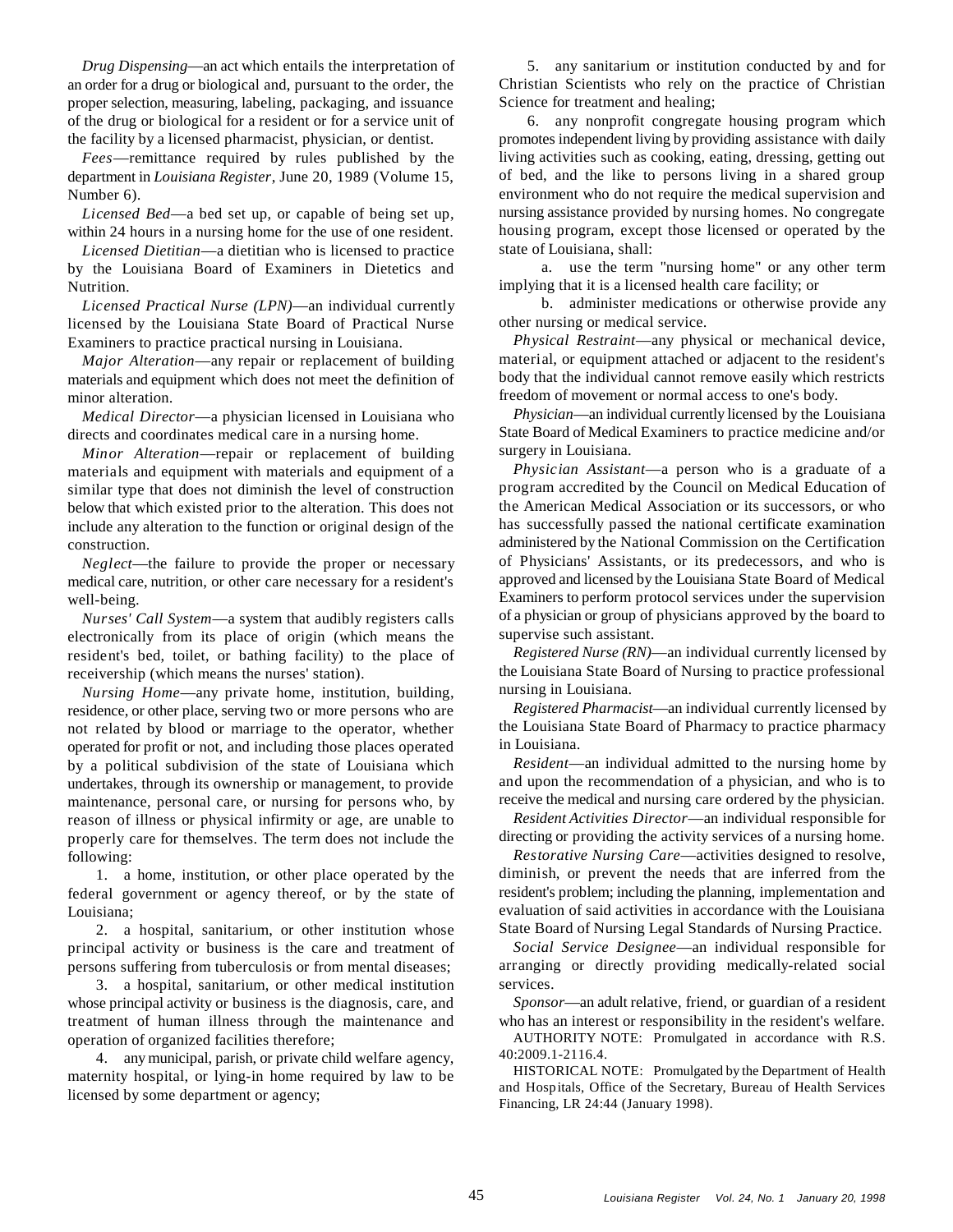*Drug Dispensing*—an act which entails the interpretation of an order for a drug or biological and, pursuant to the order, the proper selection, measuring, labeling, packaging, and issuance of the drug or biological for a resident or for a service unit of the facility by a licensed pharmacist, physician, or dentist.

*Fees*—remittance required by rules published by the department in *Louisiana Register*, June 20, 1989 (Volume 15, Number 6).

*Licensed Bed*—a bed set up, or capable of being set up, within 24 hours in a nursing home for the use of one resident.

*Licensed Dietitian*—a dietitian who is licensed to practice by the Louisiana Board of Examiners in Dietetics and Nutrition.

*Licensed Practical Nurse (LPN)*—an individual currently licensed by the Louisiana State Board of Practical Nurse Examiners to practice practical nursing in Louisiana.

*Major Alteration*—any repair or replacement of building materials and equipment which does not meet the definition of minor alteration.

*Medical Director*—a physician licensed in Louisiana who directs and coordinates medical care in a nursing home.

*Minor Alteration*—repair or replacement of building materials and equipment with materials and equipment of a similar type that does not diminish the level of construction below that which existed prior to the alteration. This does not include any alteration to the function or original design of the construction.

*Neglect*—the failure to provide the proper or necessary medical care, nutrition, or other care necessary for a resident's well-being.

*Nurses' Call System*—a system that audibly registers calls electronically from its place of origin (which means the resident's bed, toilet, or bathing facility) to the place of receivership (which means the nurses' station).

*Nursing Home*—any private home, institution, building, residence, or other place, serving two or more persons who are not related by blood or marriage to the operator, whether operated for profit or not, and including those places operated by a political subdivision of the state of Louisiana which undertakes, through its ownership or management, to provide maintenance, personal care, or nursing for persons who, by reason of illness or physical infirmity or age, are unable to properly care for themselves. The term does not include the following:

1. a home, institution, or other place operated by the federal government or agency thereof, or by the state of Louisiana;

2. a hospital, sanitarium, or other institution whose principal activity or business is the care and treatment of persons suffering from tuberculosis or from mental diseases;

3. a hospital, sanitarium, or other medical institution whose principal activity or business is the diagnosis, care, and treatment of human illness through the maintenance and operation of organized facilities therefore;

4. any municipal, parish, or private child welfare agency, maternity hospital, or lying-in home required by law to be licensed by some department or agency;

5. any sanitarium or institution conducted by and for Christian Scientists who rely on the practice of Christian Science for treatment and healing;

6. any nonprofit congregate housing program which promotes independent living by providing assistance with daily living activities such as cooking, eating, dressing, getting out of bed, and the like to persons living in a shared group environment who do not require the medical supervision and nursing assistance provided by nursing homes. No congregate housing program, except those licensed or operated by the state of Louisiana, shall:

   a. use the term "nursing home" or any other term implying that it is a licensed health care facility; or

   b. administer medications or otherwise provide any other nursing or medical service.

*Physical Restraint*—any physical or mechanical device, material, or equipment attached or adjacent to the resident's body that the individual cannot remove easily which restricts freedom of movement or normal access to one's body.

*Physician*—an individual currently licensed by the Louisiana State Board of Medical Examiners to practice medicine and/or surgery in Louisiana.

*Physician Assistant*—a person who is a graduate of a program accredited by the Council on Medical Education of the American Medical Association or its successors, or who has successfully passed the national certificate examination administered by the National Commission on the Certification of Physicians' Assistants, or its predecessors, and who is approved and licensed by the Louisiana State Board of Medical Examiners to perform protocol services under the supervision of a physician or group of physicians approved by the board to supervise such assistant.

*Registered Nurse (RN)*—an individual currently licensed by the Louisiana State Board of Nursing to practice professional nursing in Louisiana.

*Registered Pharmacist*—an individual currently licensed by the Louisiana State Board of Pharmacy to practice pharmacy in Louisiana.

*Resident*—an individual admitted to the nursing home by and upon the recommendation of a physician, and who is to receive the medical and nursing care ordered by the physician.

*Resident Activities Director*—an individual responsible for directing or providing the activity services of a nursing home.

*Restorative Nursing Care*—activities designed to resolve, diminish, or prevent the needs that are inferred from the resident's problem; including the planning, implementation and evaluation of said activities in accordance with the Louisiana State Board of Nursing Legal Standards of Nursing Practice.

*Social Service Designee*—an individual responsible for arranging or directly providing medically-related social services.

*Sponsor*—an adult relative, friend, or guardian of a resident who has an interest or responsibility in the resident's welfare.

AUTHORITY NOTE: Promulgated in accordance with R.S. 40:2009.1-2116.4.

HISTORICAL NOTE: Promulgated by the Department of Health and Hospitals, Office of the Secretary, Bureau of Health Services Financing, LR 24:44 (January 1998).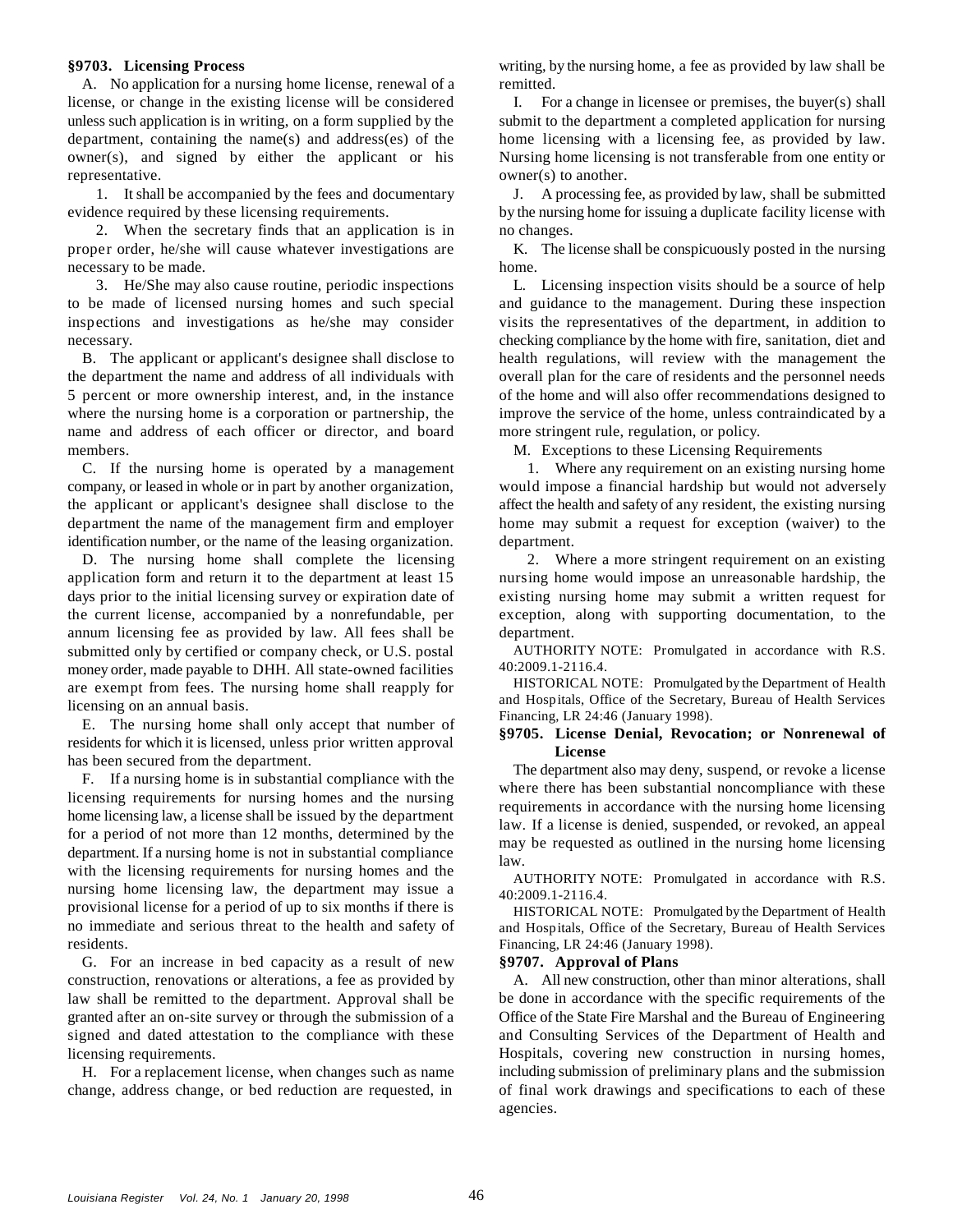### §9703. Licensing Process

A. No application for a nursing home license, renewal of a license, or change in the existing license will be considered unless such application is in writing, on a form supplied by the department, containing the name(s) and address(es) of the owner(s), and signed by either the applicant or his representative.

1. It shall be accompanied by the fees and documentary evidence required by these licensing requirements.

2. When the secretary finds that an application is in proper order, he/she will cause whatever investigations are necessary to be made.

3. He/She may also cause routine, periodic inspections to be made of licensed nursing homes and such special inspections and investigations as he/she may consider necessary.

B. The applicant or applicant's designee shall disclose to the department the name and address of all individuals with 5 percent or more ownership interest, and, in the instance where the nursing home is a corporation or partnership, the name and address of each officer or director, and board members.

C. If the nursing home is operated by a management company, or leased in whole or in part by another organization, the applicant or applicant's designee shall disclose to the department the name of the management firm and employer identification number, or the name of the leasing organization.

D. The nursing home shall complete the licensing application form and return it to the department at least 15 days prior to the initial licensing survey or expiration date of the current license, accompanied by a nonrefundable, per annum licensing fee as provided by law. All fees shall be submitted only by certified or company check, or U.S. postal money order, made payable to DHH. All state-owned facilities are exempt from fees. The nursing home shall reapply for licensing on an annual basis.

E. The nursing home shall only accept that number of residents for which it is licensed, unless prior written approval has been secured from the department.

F. If a nursing home is in substantial compliance with the licensing requirements for nursing homes and the nursing home licensing law, a license shall be issued by the department for a period of not more than 12 months, determined by the department. If a nursing home is not in substantial compliance with the licensing requirements for nursing homes and the nursing home licensing law, the department may issue a provisional license for a period of up to six months if there is no immediate and serious threat to the health and safety of residents.

G. For an increase in bed capacity as a result of new construction, renovations or alterations, a fee as provided by law shall be remitted to the department. Approval shall be granted after an on-site survey or through the submission of a signed and dated attestation to the compliance with these licensing requirements.

H. For a replacement license, when changes such as name change, address change, or bed reduction are requested, in writing, by the nursing home, a fee as provided by law shall be remitted.

I. For a change in licensee or premises, the buyer(s) shall submit to the department a completed application for nursing home licensing with a licensing fee, as provided by law. Nursing home licensing is not transferable from one entity or owner(s) to another.

J. A processing fee, as provided by law, shall be submitted by the nursing home for issuing a duplicate facility license with no changes.

K. The license shall be conspicuously posted in the nursing home.

L. Licensing inspection visits should be a source of help and guidance to the management. During these inspection visits the representatives of the department, in addition to checking compliance by the home with fire, sanitation, diet and health regulations, will review with the management the overall plan for the care of residents and the personnel needs of the home and will also offer recommendations designed to improve the service of the home, unless contraindicated by a more stringent rule, regulation, or policy.

M. Exceptions to these Licensing Requirements

1. Where any requirement on an existing nursing home would impose a financial hardship but would not adversely affect the health and safety of any resident, the existing nursing home may submit a request for exception (waiver) to the department.

2. Where a more stringent requirement on an existing nursing home would impose an unreasonable hardship, the existing nursing home may submit a written request for exception, along with supporting documentation, to the department.

AUTHORITY NOTE: Promulgated in accordance with R.S. 40:2009.1-2116.4.

HISTORICAL NOTE: Promulgated by the Department of Health and Hospitals, Office of the Secretary, Bureau of Health Services Financing, LR 24:46 (January 1998).

### §9705. License Denial, Revocation; or Nonrenewal of License

The department also may deny, suspend, or revoke a license where there has been substantial noncompliance with these requirements in accordance with the nursing home licensing law. If a license is denied, suspended, or revoked, an appeal may be requested as outlined in the nursing home licensing law.

AUTHORITY NOTE: Promulgated in accordance with R.S. 40:2009.1-2116.4.

HISTORICAL NOTE: Promulgated by the Department of Health and Hospitals, Office of the Secretary, Bureau of Health Services Financing, LR 24:46 (January 1998).

### §9707. Approval of Plans

A. All new construction, other than minor alterations, shall be done in accordance with the specific requirements of the Office of the State Fire Marshal and the Bureau of Engineering and Consulting Services of the Department of Health and Hospitals, covering new construction in nursing homes, including submission of preliminary plans and the submission of final work drawings and specifications to each of these agencies.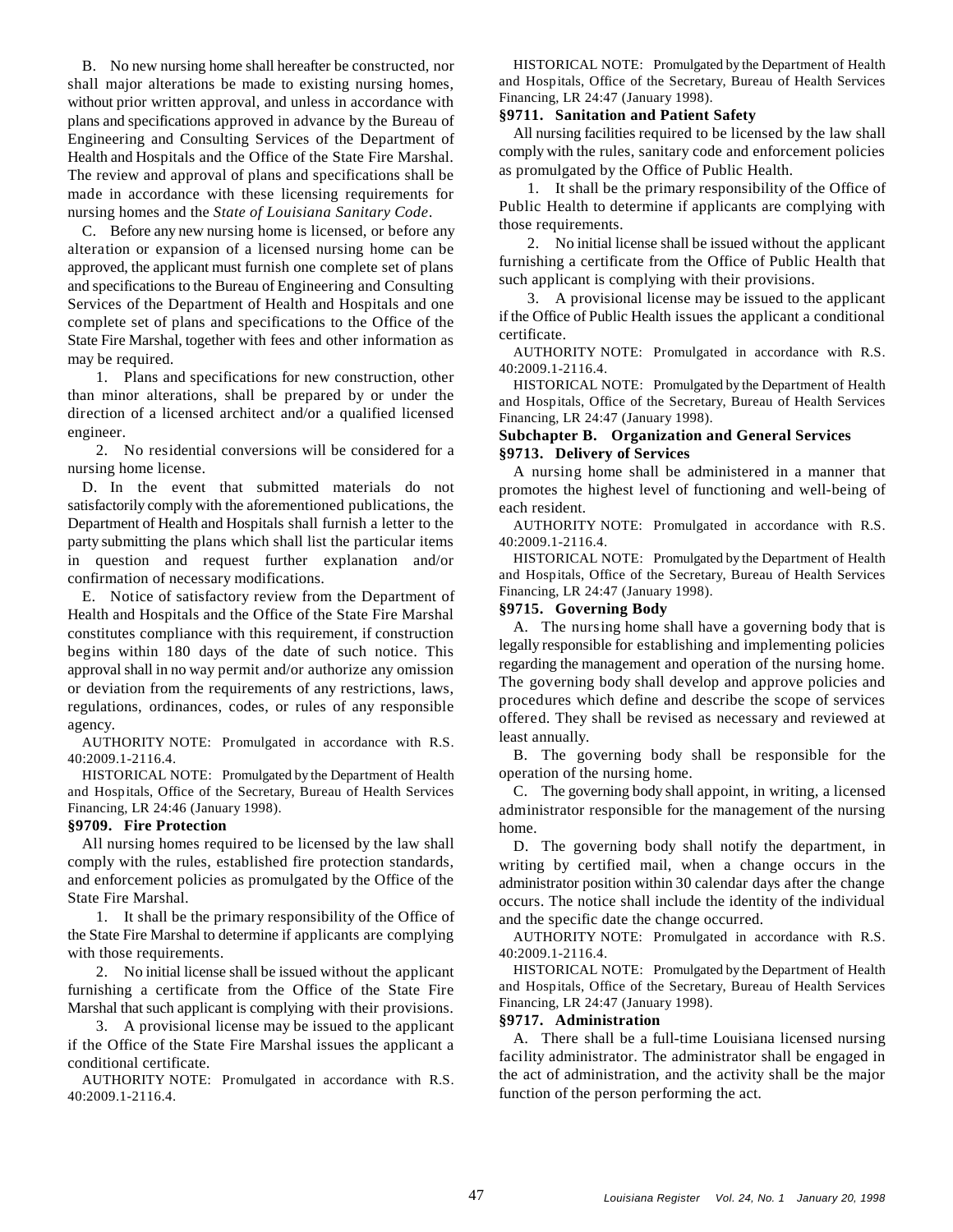B. No new nursing home shall hereafter be constructed, nor shall major alterations be made to existing nursing homes, without prior written approval, and unless in accordance with plans and specifications approved in advance by the Bureau of Engineering and Consulting Services of the Department of Health and Hospitals and the Office of the State Fire Marshal. The review and approval of plans and specifications shall be made in accordance with these licensing requirements for nursing homes and the *State of Louisiana Sanitary Code*.

C. Before any new nursing home is licensed, or before any alteration or expansion of a licensed nursing home can be approved, the applicant must furnish one complete set of plans and specifications to the Bureau of Engineering and Consulting Services of the Department of Health and Hospitals and one complete set of plans and specifications to the Office of the State Fire Marshal, together with fees and other information as may be required.

1. Plans and specifications for new construction, other than minor alterations, shall be prepared by or under the direction of a licensed architect and/or a qualified licensed engineer.

2. No residential conversions will be considered for a nursing home license.

D. In the event that submitted materials do not satisfactorily comply with the aforementioned publications, the Department of Health and Hospitals shall furnish a letter to the party submitting the plans which shall list the particular items in question and request further explanation and/or confirmation of necessary modifications.

E. Notice of satisfactory review from the Department of Health and Hospitals and the Office of the State Fire Marshal constitutes compliance with this requirement, if construction begins within 180 days of the date of such notice. This approval shall in no way permit and/or authorize any omission or deviation from the requirements of any restrictions, laws, regulations, ordinances, codes, or rules of any responsible agency.

AUTHORITY NOTE: Promulgated in accordance with R.S. 40:2009.1-2116.4.

HISTORICAL NOTE: Promulgated by the Department of Health and Hospitals, Office of the Secretary, Bureau of Health Services Financing, LR 24:46 (January 1998).

### §9709. Fire Protection

All nursing homes required to be licensed by the law shall comply with the rules, established fire protection standards, and enforcement policies as promulgated by the Office of the State Fire Marshal.

1. It shall be the primary responsibility of the Office of the State Fire Marshal to determine if applicants are complying with those requirements.

2. No initial license shall be issued without the applicant furnishing a certificate from the Office of the State Fire Marshal that such applicant is complying with their provisions.

3. A provisional license may be issued to the applicant if the Office of the State Fire Marshal issues the applicant a conditional certificate.

AUTHORITY NOTE: Promulgated in accordance with R.S. 40:2009.1-2116.4.

HISTORICAL NOTE: Promulgated by the Department of Health and Hospitals, Office of the Secretary, Bureau of Health Services Financing, LR 24:47 (January 1998).

### §9711. Sanitation and Patient Safety

All nursing facilities required to be licensed by the law shall comply with the rules, sanitary code and enforcement policies as promulgated by the Office of Public Health.

1. It shall be the primary responsibility of the Office of Public Health to determine if applicants are complying with those requirements.

2. No initial license shall be issued without the applicant furnishing a certificate from the Office of Public Health that such applicant is complying with their provisions.

3. A provisional license may be issued to the applicant if the Office of Public Health issues the applicant a conditional certificate.

AUTHORITY NOTE: Promulgated in accordance with R.S. 40:2009.1-2116.4.

HISTORICAL NOTE: Promulgated by the Department of Health and Hospitals, Office of the Secretary, Bureau of Health Services Financing, LR 24:47 (January 1998).

## Subchapter B. Organization and General Services

### §9713. Delivery of Services

A nursing home shall be administered in a manner that promotes the highest level of functioning and well-being of each resident.

AUTHORITY NOTE: Promulgated in accordance with R.S. 40:2009.1-2116.4.

HISTORICAL NOTE: Promulgated by the Department of Health and Hospitals, Office of the Secretary, Bureau of Health Services Financing, LR 24:47 (January 1998).

### §9715. Governing Body

A. The nursing home shall have a governing body that is legally responsible for establishing and implementing policies regarding the management and operation of the nursing home. The governing body shall develop and approve policies and procedures which define and describe the scope of services offered. They shall be revised as necessary and reviewed at least annually.

B. The governing body shall be responsible for the operation of the nursing home.

C. The governing body shall appoint, in writing, a licensed administrator responsible for the management of the nursing home.

D. The governing body shall notify the department, in writing by certified mail, when a change occurs in the administrator position within 30 calendar days after the change occurs. The notice shall include the identity of the individual and the specific date the change occurred.

AUTHORITY NOTE: Promulgated in accordance with R.S. 40:2009.1-2116.4.

HISTORICAL NOTE: Promulgated by the Department of Health and Hospitals, Office of the Secretary, Bureau of Health Services Financing, LR 24:47 (January 1998).

### §9717. Administration

A. There shall be a full-time Louisiana licensed nursing facility administrator. The administrator shall be engaged in the act of administration, and the activity shall be the major function of the person performing the act.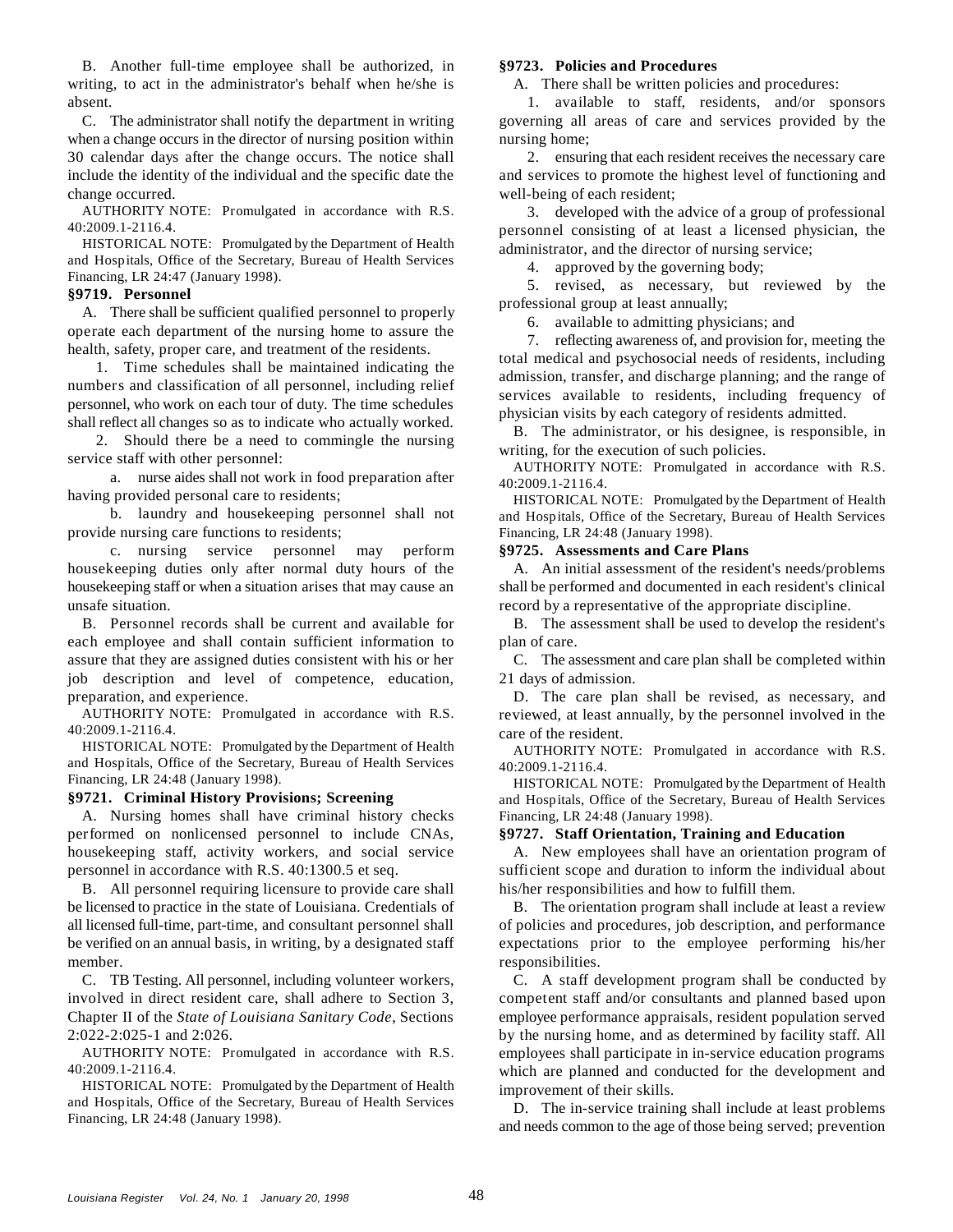B. Another full-time employee shall be authorized, in writing, to act in the administrator's behalf when he/she is absent.

C. The administrator shall notify the department in writing when a change occurs in the director of nursing position within 30 calendar days after the change occurs. The notice shall include the identity of the individual and the specific date the change occurred.

AUTHORITY NOTE: Promulgated in accordance with R.S. 40:2009.1-2116.4.

HISTORICAL NOTE: Promulgated by the Department of Health and Hospitals, Office of the Secretary, Bureau of Health Services Financing, LR 24:47 (January 1998).

### §9719. Personnel

A. There shall be sufficient qualified personnel to properly operate each department of the nursing home to assure the health, safety, proper care, and treatment of the residents.

1. Time schedules shall be maintained indicating the numbers and classification of all personnel, including relief personnel, who work on each tour of duty. The time schedules shall reflect all changes so as to indicate who actually worked.

2. Should there be a need to commingle the nursing service staff with other personnel:

a. nurse aides shall not work in food preparation after having provided personal care to residents;

b. laundry and housekeeping personnel shall not provide nursing care functions to residents;

c. nursing service personnel may perform housekeeping duties only after normal duty hours of the housekeeping staff or when a situation arises that may cause an unsafe situation.

B. Personnel records shall be current and available for each employee and shall contain sufficient information to assure that they are assigned duties consistent with his or her job description and level of competence, education, preparation, and experience.

AUTHORITY NOTE: Promulgated in accordance with R.S. 40:2009.1-2116.4.

HISTORICAL NOTE: Promulgated by the Department of Health and Hospitals, Office of the Secretary, Bureau of Health Services Financing, LR 24:48 (January 1998).

### §9721. Criminal History Provisions; Screening

A. Nursing homes shall have criminal history checks performed on nonlicensed personnel to include CNAs, housekeeping staff, activity workers, and social service personnel in accordance with R.S. 40:1300.5 et seq.

B. All personnel requiring licensure to provide care shall be licensed to practice in the state of Louisiana. Credentials of all licensed full-time, part-time, and consultant personnel shall be verified on an annual basis, in writing, by a designated staff member.

C. TB Testing. All personnel, including volunteer workers, involved in direct resident care, shall adhere to Section 3, Chapter II of the *State of Louisiana Sanitary Code*, Sections 2:022-2:025-1 and 2:026.

AUTHORITY NOTE: Promulgated in accordance with R.S. 40:2009.1-2116.4.

HISTORICAL NOTE: Promulgated by the Department of Health and Hospitals, Office of the Secretary, Bureau of Health Services Financing, LR 24:48 (January 1998).

### §9723. Policies and Procedures

A. There shall be written policies and procedures:

1. available to staff, residents, and/or sponsors governing all areas of care and services provided by the nursing home;

2. ensuring that each resident receives the necessary care and services to promote the highest level of functioning and well-being of each resident;

3. developed with the advice of a group of professional personnel consisting of at least a licensed physician, the administrator, and the director of nursing service;

4. approved by the governing body;

5. revised, as necessary, but reviewed by the professional group at least annually;

6. available to admitting physicians; and

7. reflecting awareness of, and provision for, meeting the total medical and psychosocial needs of residents, including admission, transfer, and discharge planning; and the range of services available to residents, including frequency of physician visits by each category of residents admitted.

B. The administrator, or his designee, is responsible, in writing, for the execution of such policies.

AUTHORITY NOTE: Promulgated in accordance with R.S. 40:2009.1-2116.4.

HISTORICAL NOTE: Promulgated by the Department of Health and Hospitals, Office of the Secretary, Bureau of Health Services Financing, LR 24:48 (January 1998).

### §9725. Assessments and Care Plans

A. An initial assessment of the resident's needs/problems shall be performed and documented in each resident's clinical record by a representative of the appropriate discipline.

B. The assessment shall be used to develop the resident's plan of care.

C. The assessment and care plan shall be completed within 21 days of admission.

D. The care plan shall be revised, as necessary, and reviewed, at least annually, by the personnel involved in the care of the resident.

AUTHORITY NOTE: Promulgated in accordance with R.S. 40:2009.1-2116.4.

HISTORICAL NOTE: Promulgated by the Department of Health and Hospitals, Office of the Secretary, Bureau of Health Services Financing, LR 24:48 (January 1998).

### §9727. Staff Orientation, Training and Education

A. New employees shall have an orientation program of sufficient scope and duration to inform the individual about his/her responsibilities and how to fulfill them.

B. The orientation program shall include at least a review of policies and procedures, job description, and performance expectations prior to the employee performing his/her responsibilities.

C. A staff development program shall be conducted by competent staff and/or consultants and planned based upon employee performance appraisals, resident population served by the nursing home, and as determined by facility staff. All employees shall participate in in-service education programs which are planned and conducted for the development and improvement of their skills.

D. The in-service training shall include at least problems and needs common to the age of those being served; prevention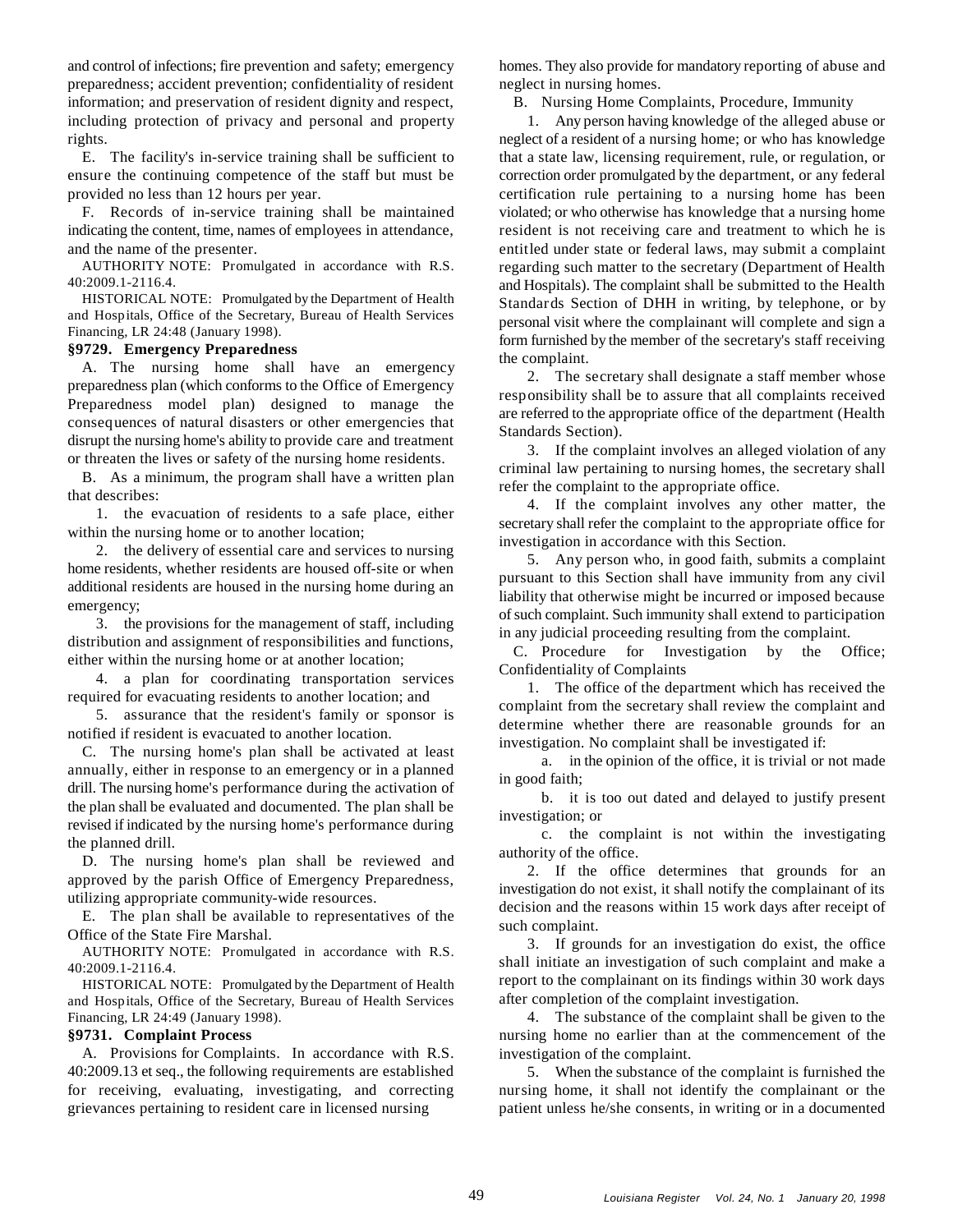and control of infections; fire prevention and safety; emergency preparedness; accident prevention; confidentiality of resident information; and preservation of resident dignity and respect, including protection of privacy and personal and property rights.

E. The facility's in-service training shall be sufficient to ensure the continuing competence of the staff but must be provided no less than 12 hours per year.

F. Records of in-service training shall be maintained indicating the content, time, names of employees in attendance, and the name of the presenter.

AUTHORITY NOTE: Promulgated in accordance with R.S. 40:2009.1-2116.4.

HISTORICAL NOTE: Promulgated by the Department of Health and Hospitals, Office of the Secretary, Bureau of Health Services Financing, LR 24:48 (January 1998).

### §9729. Emergency Preparedness

A. The nursing home shall have an emergency preparedness plan (which conforms to the Office of Emergency Preparedness model plan) designed to manage the consequences of natural disasters or other emergencies that disrupt the nursing home's ability to provide care and treatment or threaten the lives or safety of the nursing home residents.

B. As a minimum, the program shall have a written plan that describes:

1. the evacuation of residents to a safe place, either within the nursing home or to another location;

2. the delivery of essential care and services to nursing home residents, whether residents are housed off-site or when additional residents are housed in the nursing home during an emergency;

3. the provisions for the management of staff, including distribution and assignment of responsibilities and functions, either within the nursing home or at another location;

4. a plan for coordinating transportation services required for evacuating residents to another location; and

5. assurance that the resident's family or sponsor is notified if resident is evacuated to another location.

C. The nursing home's plan shall be activated at least annually, either in response to an emergency or in a planned drill. The nursing home's performance during the activation of the plan shall be evaluated and documented. The plan shall be revised if indicated by the nursing home's performance during the planned drill.

D. The nursing home's plan shall be reviewed and approved by the parish Office of Emergency Preparedness, utilizing appropriate community-wide resources.

E. The plan shall be available to representatives of the Office of the State Fire Marshal.

AUTHORITY NOTE: Promulgated in accordance with R.S. 40:2009.1-2116.4.

HISTORICAL NOTE: Promulgated by the Department of Health and Hospitals, Office of the Secretary, Bureau of Health Services Financing, LR 24:49 (January 1998).

### §9731. Complaint Process

A. Provisions for Complaints. In accordance with R.S. 40:2009.13 et seq., the following requirements are established for receiving, evaluating, investigating, and correcting grievances pertaining to resident care in licensed nursing homes. They also provide for mandatory reporting of abuse and neglect in nursing homes.

B. Nursing Home Complaints, Procedure, Immunity

1. Any person having knowledge of the alleged abuse or neglect of a resident of a nursing home; or who has knowledge that a state law, licensing requirement, rule, or regulation, or correction order promulgated by the department, or any federal certification rule pertaining to a nursing home has been violated; or who otherwise has knowledge that a nursing home resident is not receiving care and treatment to which he is entitled under state or federal laws, may submit a complaint regarding such matter to the secretary (Department of Health and Hospitals). The complaint shall be submitted to the Health Standards Section of DHH in writing, by telephone, or by personal visit where the complainant will complete and sign a form furnished by the member of the secretary's staff receiving the complaint.

2. The secretary shall designate a staff member whose responsibility shall be to assure that all complaints received are referred to the appropriate office of the department (Health Standards Section).

3. If the complaint involves an alleged violation of any criminal law pertaining to nursing homes, the secretary shall refer the complaint to the appropriate office.

4. If the complaint involves any other matter, the secretary shall refer the complaint to the appropriate office for investigation in accordance with this Section.

5. Any person who, in good faith, submits a complaint pursuant to this Section shall have immunity from any civil liability that otherwise might be incurred or imposed because of such complaint. Such immunity shall extend to participation in any judicial proceeding resulting from the complaint.

C. Procedure for Investigation by the Office; Confidentiality of Complaints

1. The office of the department which has received the complaint from the secretary shall review the complaint and determine whether there are reasonable grounds for an investigation. No complaint shall be investigated if:

a. in the opinion of the office, it is trivial or not made in good faith;

b. it is too out dated and delayed to justify present investigation; or

c. the complaint is not within the investigating authority of the office.

2. If the office determines that grounds for an investigation do not exist, it shall notify the complainant of its decision and the reasons within 15 work days after receipt of such complaint.

3. If grounds for an investigation do exist, the office shall initiate an investigation of such complaint and make a report to the complainant on its findings within 30 work days after completion of the complaint investigation.

4. The substance of the complaint shall be given to the nursing home no earlier than at the commencement of the investigation of the complaint.

5. When the substance of the complaint is furnished the nursing home, it shall not identify the complainant or the patient unless he/she consents, in writing or in a documented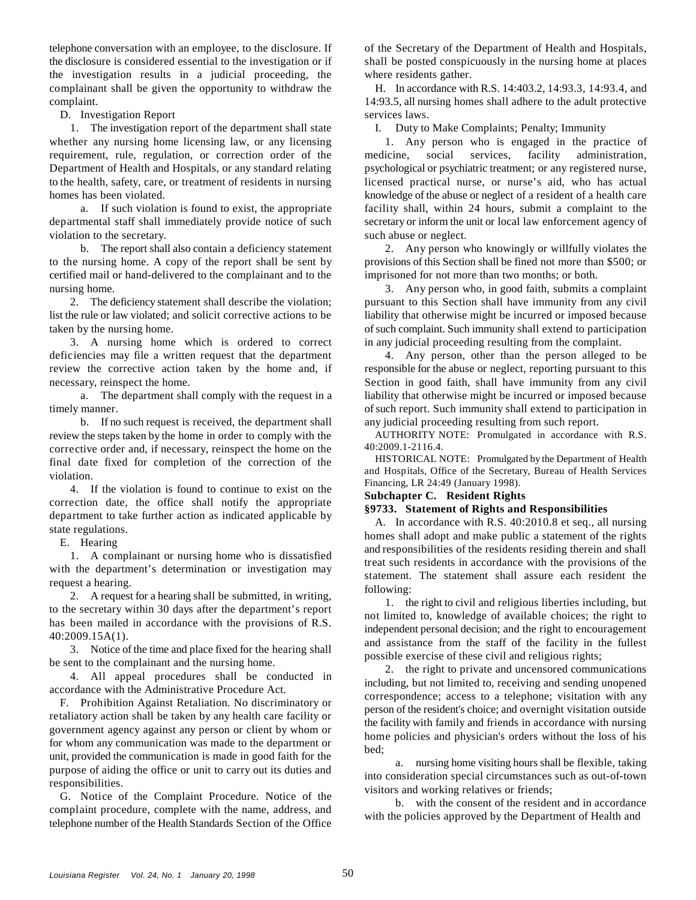telephone conversation with an employee, to the disclosure. If the disclosure is considered essential to the investigation or if the investigation results in a judicial proceeding, the complainant shall be given the opportunity to withdraw the complaint.

D. Investigation Report

1. The investigation report of the department shall state whether any nursing home licensing law, or any licensing requirement, rule, regulation, or correction order of the Department of Health and Hospitals, or any standard relating to the health, safety, care, or treatment of residents in nursing homes has been violated.

a. If such violation is found to exist, the appropriate departmental staff shall immediately provide notice of such violation to the secretary.

b. The report shall also contain a deficiency statement to the nursing home. A copy of the report shall be sent by certified mail or hand-delivered to the complainant and to the nursing home.

2. The deficiency statement shall describe the violation; list the rule or law violated; and solicit corrective actions to be taken by the nursing home.

3. A nursing home which is ordered to correct deficiencies may file a written request that the department review the corrective action taken by the home and, if necessary, reinspect the home.

a. The department shall comply with the request in a timely manner.

b. If no such request is received, the department shall review the steps taken by the home in order to comply with the corrective order and, if necessary, reinspect the home on the final date fixed for completion of the correction of the violation.

4. If the violation is found to continue to exist on the correction date, the office shall notify the appropriate department to take further action as indicated applicable by state regulations.

E. Hearing

1. A complainant or nursing home who is dissatisfied with the department's determination or investigation may request a hearing.

2. A request for a hearing shall be submitted, in writing, to the secretary within 30 days after the department's report has been mailed in accordance with the provisions of R.S. 40:2009.15A(1).

3. Notice of the time and place fixed for the hearing shall be sent to the complainant and the nursing home.

4. All appeal procedures shall be conducted in accordance with the Administrative Procedure Act.

F. Prohibition Against Retaliation. No discriminatory or retaliatory action shall be taken by any health care facility or government agency against any person or client by whom or for whom any communication was made to the department or unit, provided the communication is made in good faith for the purpose of aiding the office or unit to carry out its duties and responsibilities.

G. Notice of the Complaint Procedure. Notice of the complaint procedure, complete with the name, address, and telephone number of the Health Standards Section of the Office of the Secretary of the Department of Health and Hospitals, shall be posted conspicuously in the nursing home at places where residents gather.

H. In accordance with R.S. 14:403.2, 14:93.3, 14:93.4, and 14:93.5, all nursing homes shall adhere to the adult protective services laws.

I. Duty to Make Complaints; Penalty; Immunity

1. Any person who is engaged in the practice of medicine, social services, facility administration, psychological or psychiatric treatment; or any registered nurse, licensed practical nurse, or nurse's aid, who has actual knowledge of the abuse or neglect of a resident of a health care facility shall, within 24 hours, submit a complaint to the secretary or inform the unit or local law enforcement agency of such abuse or neglect.

2. Any person who knowingly or willfully violates the provisions of this Section shall be fined not more than $500; or imprisoned for not more than two months; or both.

3. Any person who, in good faith, submits a complaint pursuant to this Section shall have immunity from any civil liability that otherwise might be incurred or imposed because of such complaint. Such immunity shall extend to participation in any judicial proceeding resulting from the complaint.

4. Any person, other than the person alleged to be responsible for the abuse or neglect, reporting pursuant to this Section in good faith, shall have immunity from any civil liability that otherwise might be incurred or imposed because of such report. Such immunity shall extend to participation in any judicial proceeding resulting from such report.

AUTHORITY NOTE: Promulgated in accordance with R.S. 40:2009.1-2116.4.

HISTORICAL NOTE: Promulgated by the Department of Health and Hospitals, Office of the Secretary, Bureau of Health Services Financing, LR 24:49 (January 1998).

### Subchapter C. Resident Rights

### §9733. Statement of Rights and Responsibilities

A. In accordance with R.S. 40:2010.8 et seq., all nursing homes shall adopt and make public a statement of the rights and responsibilities of the residents residing therein and shall treat such residents in accordance with the provisions of the statement. The statement shall assure each resident the following:

1. the right to civil and religious liberties including, but not limited to, knowledge of available choices; the right to independent personal decision; and the right to encouragement and assistance from the staff of the facility in the fullest possible exercise of these civil and religious rights;

2. the right to private and uncensored communications including, but not limited to, receiving and sending unopened correspondence; access to a telephone; visitation with any person of the resident's choice; and overnight visitation outside the facility with family and friends in accordance with nursing home policies and physician's orders without the loss of his bed;

a. nursing home visiting hours shall be flexible, taking into consideration special circumstances such as out-of-town visitors and working relatives or friends;

b. with the consent of the resident and in accordance with the policies approved by the Department of Health and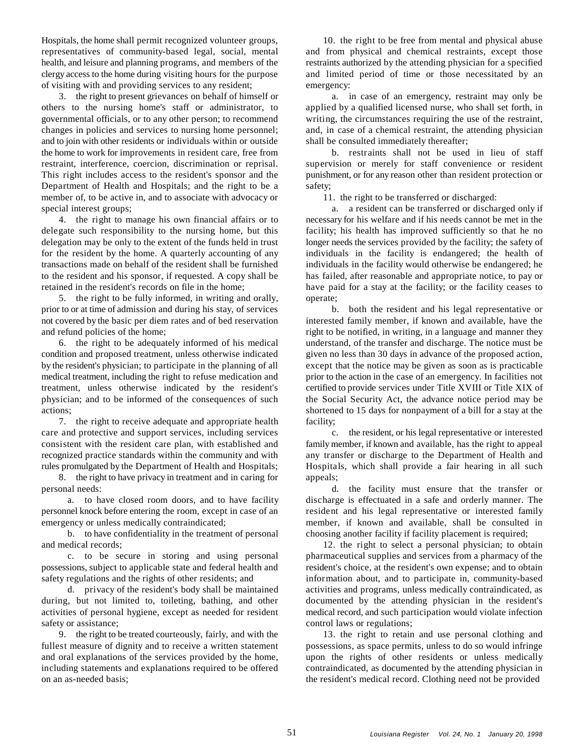Hospitals, the home shall permit recognized volunteer groups, representatives of community-based legal, social, mental health, and leisure and planning programs, and members of the clergy access to the home during visiting hours for the purpose of visiting with and providing services to any resident;

3. the right to present grievances on behalf of himself or others to the nursing home's staff or administrator, to governmental officials, or to any other person; to recommend changes in policies and services to nursing home personnel; and to join with other residents or individuals within or outside the home to work for improvements in resident care, free from restraint, interference, coercion, discrimination or reprisal. This right includes access to the resident's sponsor and the Department of Health and Hospitals; and the right to be a member of, to be active in, and to associate with advocacy or special interest groups;

4. the right to manage his own financial affairs or to delegate such responsibility to the nursing home, but this delegation may be only to the extent of the funds held in trust for the resident by the home. A quarterly accounting of any transactions made on behalf of the resident shall be furnished to the resident and his sponsor, if requested. A copy shall be retained in the resident's records on file in the home;

5. the right to be fully informed, in writing and orally, prior to or at time of admission and during his stay, of services not covered by the basic per diem rates and of bed reservation and refund policies of the home;

6. the right to be adequately informed of his medical condition and proposed treatment, unless otherwise indicated by the resident's physician; to participate in the planning of all medical treatment, including the right to refuse medication and treatment, unless otherwise indicated by the resident's physician; and to be informed of the consequences of such actions;

7. the right to receive adequate and appropriate health care and protective and support services, including services consistent with the resident care plan, with established and recognized practice standards within the community and with rules promulgated by the Department of Health and Hospitals;

8. the right to have privacy in treatment and in caring for personal needs:

a. to have closed room doors, and to have facility personnel knock before entering the room, except in case of an emergency or unless medically contraindicated;

b. to have confidentiality in the treatment of personal and medical records;

c. to be secure in storing and using personal possessions, subject to applicable state and federal health and safety regulations and the rights of other residents; and

d. privacy of the resident's body shall be maintained during, but not limited to, toileting, bathing, and other activities of personal hygiene, except as needed for resident safety or assistance;

9. the right to be treated courteously, fairly, and with the fullest measure of dignity and to receive a written statement and oral explanations of the services provided by the home, including statements and explanations required to be offered on an as-needed basis;

10. the right to be free from mental and physical abuse and from physical and chemical restraints, except those restraints authorized by the attending physician for a specified and limited period of time or those necessitated by an emergency:

a. in case of an emergency, restraint may only be applied by a qualified licensed nurse, who shall set forth, in writing, the circumstances requiring the use of the restraint, and, in case of a chemical restraint, the attending physician shall be consulted immediately thereafter;

b. restraints shall not be used in lieu of staff supervision or merely for staff convenience or resident punishment, or for any reason other than resident protection or safety;

11. the right to be transferred or discharged:

a. a resident can be transferred or discharged only if necessary for his welfare and if his needs cannot be met in the facility; his health has improved sufficiently so that he no longer needs the services provided by the facility; the safety of individuals in the facility is endangered; the health of individuals in the facility would otherwise be endangered; he has failed, after reasonable and appropriate notice, to pay or have paid for a stay at the facility; or the facility ceases to operate;

b. both the resident and his legal representative or interested family member, if known and available, have the right to be notified, in writing, in a language and manner they understand, of the transfer and discharge. The notice must be given no less than 30 days in advance of the proposed action, except that the notice may be given as soon as is practicable prior to the action in the case of an emergency. In facilities not certified to provide services under Title XVIII or Title XIX of the Social Security Act, the advance notice period may be shortened to 15 days for nonpayment of a bill for a stay at the facility;

c. the resident, or his legal representative or interested family member, if known and available, has the right to appeal any transfer or discharge to the Department of Health and Hospitals, which shall provide a fair hearing in all such appeals;

d. the facility must ensure that the transfer or discharge is effectuated in a safe and orderly manner. The resident and his legal representative or interested family member, if known and available, shall be consulted in choosing another facility if facility placement is required;

12. the right to select a personal physician; to obtain pharmaceutical supplies and services from a pharmacy of the resident's choice, at the resident's own expense; and to obtain information about, and to participate in, community-based activities and programs, unless medically contraindicated, as documented by the attending physician in the resident's medical record, and such participation would violate infection control laws or regulations;

13. the right to retain and use personal clothing and possessions, as space permits, unless to do so would infringe upon the rights of other residents or unless medically contraindicated, as documented by the attending physician in the resident's medical record. Clothing need not be provided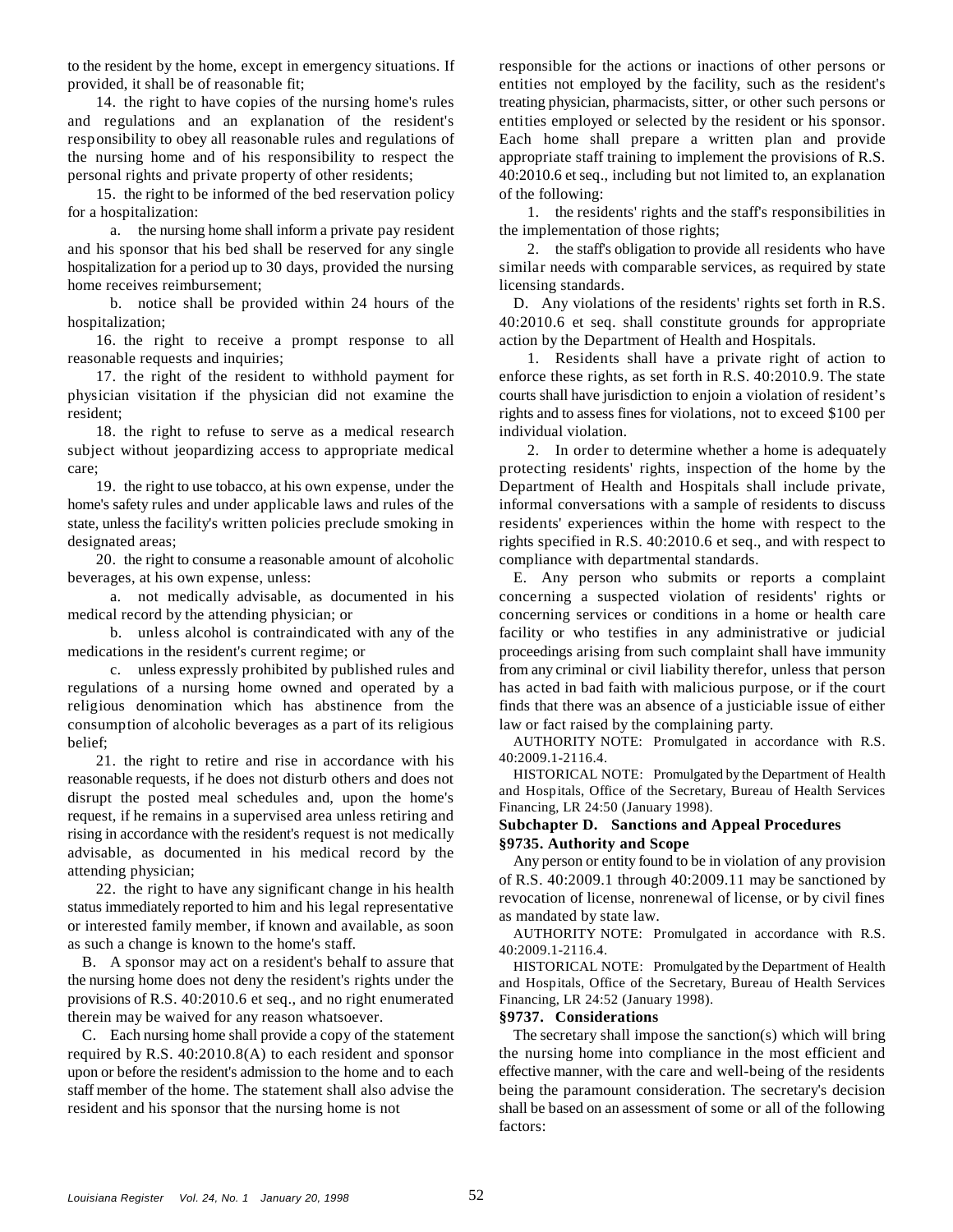to the resident by the home, except in emergency situations. If provided, it shall be of reasonable fit;

14. the right to have copies of the nursing home's rules and regulations and an explanation of the resident's responsibility to obey all reasonable rules and regulations of the nursing home and of his responsibility to respect the personal rights and private property of other residents;

15. the right to be informed of the bed reservation policy for a hospitalization:

a. the nursing home shall inform a private pay resident and his sponsor that his bed shall be reserved for any single hospitalization for a period up to 30 days, provided the nursing home receives reimbursement;

b. notice shall be provided within 24 hours of the hospitalization;

16. the right to receive a prompt response to all reasonable requests and inquiries;

17. the right of the resident to withhold payment for physician visitation if the physician did not examine the resident;

18. the right to refuse to serve as a medical research subject without jeopardizing access to appropriate medical care;

19. the right to use tobacco, at his own expense, under the home's safety rules and under applicable laws and rules of the state, unless the facility's written policies preclude smoking in designated areas;

20. the right to consume a reasonable amount of alcoholic beverages, at his own expense, unless:

a. not medically advisable, as documented in his medical record by the attending physician; or

b. unless alcohol is contraindicated with any of the medications in the resident's current regime; or

c. unless expressly prohibited by published rules and regulations of a nursing home owned and operated by a religious denomination which has abstinence from the consumption of alcoholic beverages as a part of its religious belief;

21. the right to retire and rise in accordance with his reasonable requests, if he does not disturb others and does not disrupt the posted meal schedules and, upon the home's request, if he remains in a supervised area unless retiring and rising in accordance with the resident's request is not medically advisable, as documented in his medical record by the attending physician;

22. the right to have any significant change in his health status immediately reported to him and his legal representative or interested family member, if known and available, as soon as such a change is known to the home's staff.

B. A sponsor may act on a resident's behalf to assure that the nursing home does not deny the resident's rights under the provisions of R.S. 40:2010.6 et seq., and no right enumerated therein may be waived for any reason whatsoever.

C. Each nursing home shall provide a copy of the statement required by R.S. 40:2010.8(A) to each resident and sponsor upon or before the resident's admission to the home and to each staff member of the home. The statement shall also advise the resident and his sponsor that the nursing home is not responsible for the actions or inactions of other persons or entities not employed by the facility, such as the resident's treating physician, pharmacists, sitter, or other such persons or entities employed or selected by the resident or his sponsor. Each home shall prepare a written plan and provide appropriate staff training to implement the provisions of R.S. 40:2010.6 et seq., including but not limited to, an explanation of the following:

1. the residents' rights and the staff's responsibilities in the implementation of those rights;

2. the staff's obligation to provide all residents who have similar needs with comparable services, as required by state licensing standards.

D. Any violations of the residents' rights set forth in R.S. 40:2010.6 et seq. shall constitute grounds for appropriate action by the Department of Health and Hospitals.

1. Residents shall have a private right of action to enforce these rights, as set forth in R.S. 40:2010.9. The state courts shall have jurisdiction to enjoin a violation of resident's rights and to assess fines for violations, not to exceed $100 per individual violation.

2. In order to determine whether a home is adequately protecting residents' rights, inspection of the home by the Department of Health and Hospitals shall include private, informal conversations with a sample of residents to discuss residents' experiences within the home with respect to the rights specified in R.S. 40:2010.6 et seq., and with respect to compliance with departmental standards.

E. Any person who submits or reports a complaint concerning a suspected violation of residents' rights or concerning services or conditions in a home or health care facility or who testifies in any administrative or judicial proceedings arising from such complaint shall have immunity from any criminal or civil liability therefor, unless that person has acted in bad faith with malicious purpose, or if the court finds that there was an absence of a justiciable issue of either law or fact raised by the complaining party.

AUTHORITY NOTE: Promulgated in accordance with R.S. 40:2009.1-2116.4.

HISTORICAL NOTE: Promulgated by the Department of Health and Hospitals, Office of the Secretary, Bureau of Health Services Financing, LR 24:50 (January 1998).

### Subchapter D. Sanctions and Appeal Procedures

### §9735. Authority and Scope

Any person or entity found to be in violation of any provision of R.S. 40:2009.1 through 40:2009.11 may be sanctioned by revocation of license, nonrenewal of license, or by civil fines as mandated by state law.

AUTHORITY NOTE: Promulgated in accordance with R.S. 40:2009.1-2116.4.

HISTORICAL NOTE: Promulgated by the Department of Health and Hospitals, Office of the Secretary, Bureau of Health Services Financing, LR 24:52 (January 1998).

### §9737. Considerations

The secretary shall impose the sanction(s) which will bring the nursing home into compliance in the most efficient and effective manner, with the care and well-being of the residents being the paramount consideration. The secretary's decision shall be based on an assessment of some or all of the following factors: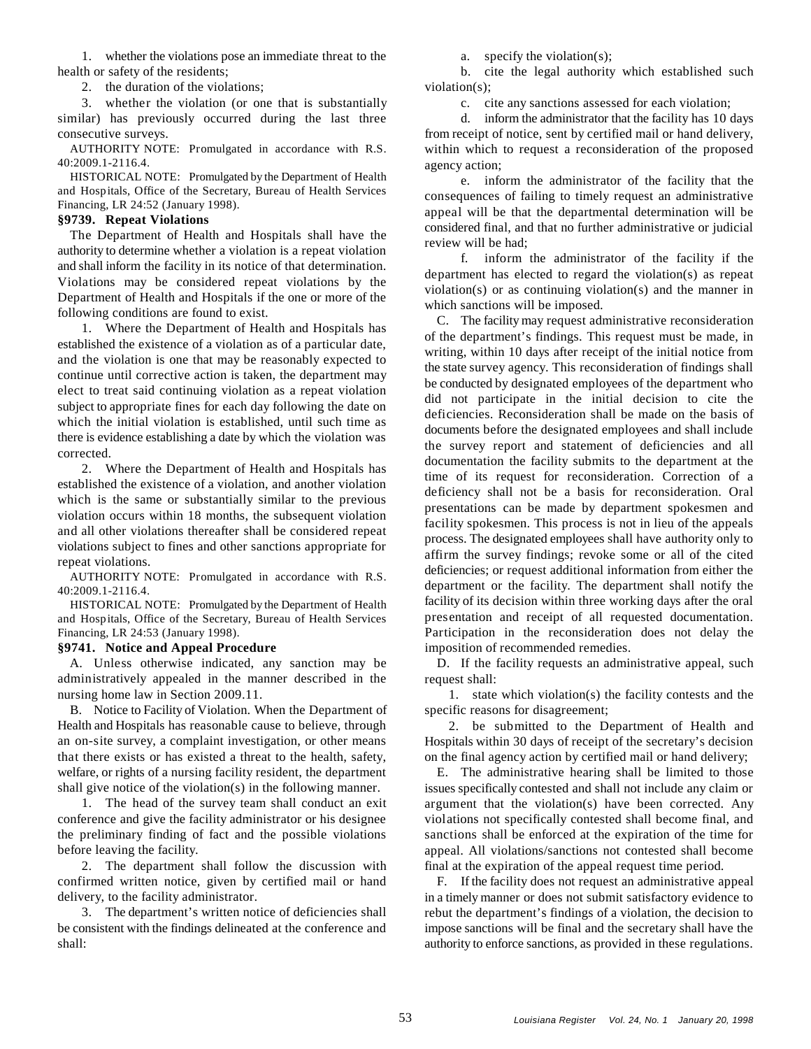1. whether the violations pose an immediate threat to the health or safety of the residents;

2. the duration of the violations;

3. whether the violation (or one that is substantially similar) has previously occurred during the last three consecutive surveys.

AUTHORITY NOTE: Promulgated in accordance with R.S. 40:2009.1-2116.4.

HISTORICAL NOTE: Promulgated by the Department of Health and Hospitals, Office of the Secretary, Bureau of Health Services Financing, LR 24:52 (January 1998).

### §9739. Repeat Violations

The Department of Health and Hospitals shall have the authority to determine whether a violation is a repeat violation and shall inform the facility in its notice of that determination. Violations may be considered repeat violations by the Department of Health and Hospitals if the one or more of the following conditions are found to exist.

1. Where the Department of Health and Hospitals has established the existence of a violation as of a particular date, and the violation is one that may be reasonably expected to continue until corrective action is taken, the department may elect to treat said continuing violation as a repeat violation subject to appropriate fines for each day following the date on which the initial violation is established, until such time as there is evidence establishing a date by which the violation was corrected.

2. Where the Department of Health and Hospitals has established the existence of a violation, and another violation which is the same or substantially similar to the previous violation occurs within 18 months, the subsequent violation and all other violations thereafter shall be considered repeat violations subject to fines and other sanctions appropriate for repeat violations.

AUTHORITY NOTE: Promulgated in accordance with R.S. 40:2009.1-2116.4.

HISTORICAL NOTE: Promulgated by the Department of Health and Hospitals, Office of the Secretary, Bureau of Health Services Financing, LR 24:53 (January 1998).

### §9741. Notice and Appeal Procedure

A. Unless otherwise indicated, any sanction may be administratively appealed in the manner described in the nursing home law in Section 2009.11.

B. Notice to Facility of Violation. When the Department of Health and Hospitals has reasonable cause to believe, through an on-site survey, a complaint investigation, or other means that there exists or has existed a threat to the health, safety, welfare, or rights of a nursing facility resident, the department shall give notice of the violation(s) in the following manner.

1. The head of the survey team shall conduct an exit conference and give the facility administrator or his designee the preliminary finding of fact and the possible violations before leaving the facility.

2. The department shall follow the discussion with confirmed written notice, given by certified mail or hand delivery, to the facility administrator.

3. The department's written notice of deficiencies shall be consistent with the findings delineated at the conference and shall:

a. specify the violation(s);

b. cite the legal authority which established such violation(s);

c. cite any sanctions assessed for each violation;

d. inform the administrator that the facility has 10 days from receipt of notice, sent by certified mail or hand delivery, within which to request a reconsideration of the proposed agency action;

e. inform the administrator of the facility that the consequences of failing to timely request an administrative appeal will be that the departmental determination will be considered final, and that no further administrative or judicial review will be had;

f. inform the administrator of the facility if the department has elected to regard the violation(s) as repeat violation(s) or as continuing violation(s) and the manner in which sanctions will be imposed.

C. The facility may request administrative reconsideration of the department's findings. This request must be made, in writing, within 10 days after receipt of the initial notice from the state survey agency. This reconsideration of findings shall be conducted by designated employees of the department who did not participate in the initial decision to cite the deficiencies. Reconsideration shall be made on the basis of documents before the designated employees and shall include the survey report and statement of deficiencies and all documentation the facility submits to the department at the time of its request for reconsideration. Correction of a deficiency shall not be a basis for reconsideration. Oral presentations can be made by department spokesmen and facility spokesmen. This process is not in lieu of the appeals process. The designated employees shall have authority only to affirm the survey findings; revoke some or all of the cited deficiencies; or request additional information from either the department or the facility. The department shall notify the facility of its decision within three working days after the oral presentation and receipt of all requested documentation. Participation in the reconsideration does not delay the imposition of recommended remedies.

D. If the facility requests an administrative appeal, such request shall:

1. state which violation(s) the facility contests and the specific reasons for disagreement;

2. be submitted to the Department of Health and Hospitals within 30 days of receipt of the secretary's decision on the final agency action by certified mail or hand delivery;

E. The administrative hearing shall be limited to those issues specifically contested and shall not include any claim or argument that the violation(s) have been corrected. Any violations not specifically contested shall become final, and sanctions shall be enforced at the expiration of the time for appeal. All violations/sanctions not contested shall become final at the expiration of the appeal request time period.

F. If the facility does not request an administrative appeal in a timely manner or does not submit satisfactory evidence to rebut the department's findings of a violation, the decision to impose sanctions will be final and the secretary shall have the authority to enforce sanctions, as provided in these regulations.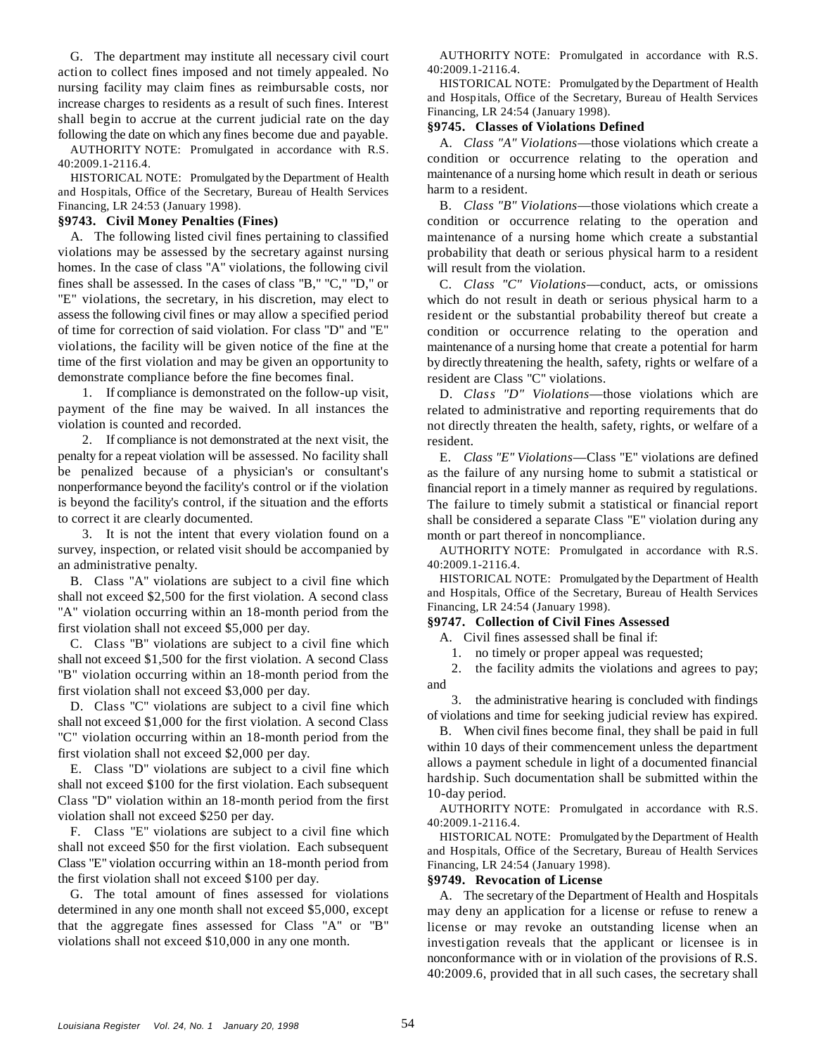G. The department may institute all necessary civil court action to collect fines imposed and not timely appealed. No nursing facility may claim fines as reimbursable costs, nor increase charges to residents as a result of such fines. Interest shall begin to accrue at the current judicial rate on the day following the date on which any fines become due and payable.

AUTHORITY NOTE: Promulgated in accordance with R.S. 40:2009.1-2116.4.

HISTORICAL NOTE: Promulgated by the Department of Health and Hospitals, Office of the Secretary, Bureau of Health Services Financing, LR 24:53 (January 1998).

### §9743. Civil Money Penalties (Fines)

A. The following listed civil fines pertaining to classified violations may be assessed by the secretary against nursing homes. In the case of class "A" violations, the following civil fines shall be assessed. In the cases of class "B," "C," "D," or "E" violations, the secretary, in his discretion, may elect to assess the following civil fines or may allow a specified period of time for correction of said violation. For class "D" and "E" violations, the facility will be given notice of the fine at the time of the first violation and may be given an opportunity to demonstrate compliance before the fine becomes final.

1. If compliance is demonstrated on the follow-up visit, payment of the fine may be waived. In all instances the violation is counted and recorded.

2. If compliance is not demonstrated at the next visit, the penalty for a repeat violation will be assessed. No facility shall be penalized because of a physician's or consultant's nonperformance beyond the facility's control or if the violation is beyond the facility's control, if the situation and the efforts to correct it are clearly documented.

3. It is not the intent that every violation found on a survey, inspection, or related visit should be accompanied by an administrative penalty.

B. Class "A" violations are subject to a civil fine which shall not exceed $2,500 for the first violation. A second class "A" violation occurring within an 18-month period from the first violation shall not exceed $5,000 per day.

C. Class "B" violations are subject to a civil fine which shall not exceed $1,500 for the first violation. A second Class "B" violation occurring within an 18-month period from the first violation shall not exceed $3,000 per day.

D. Class "C" violations are subject to a civil fine which shall not exceed $1,000 for the first violation. A second Class "C" violation occurring within an 18-month period from the first violation shall not exceed $2,000 per day.

E. Class "D" violations are subject to a civil fine which shall not exceed $100 for the first violation. Each subsequent Class "D" violation within an 18-month period from the first violation shall not exceed $250 per day.

F. Class "E" violations are subject to a civil fine which shall not exceed $50 for the first violation. Each subsequent Class "E" violation occurring within an 18-month period from the first violation shall not exceed $100 per day.

G. The total amount of fines assessed for violations determined in any one month shall not exceed $5,000, except that the aggregate fines assessed for Class "A" or "B" violations shall not exceed $10,000 in any one month.

AUTHORITY NOTE: Promulgated in accordance with R.S. 40:2009.1-2116.4.

HISTORICAL NOTE: Promulgated by the Department of Health and Hospitals, Office of the Secretary, Bureau of Health Services Financing, LR 24:54 (January 1998).

### §9745. Classes of Violations Defined

A. *Class "A" Violations*—those violations which create a condition or occurrence relating to the operation and maintenance of a nursing home which result in death or serious harm to a resident.

B. *Class "B" Violations*—those violations which create a condition or occurrence relating to the operation and maintenance of a nursing home which create a substantial probability that death or serious physical harm to a resident will result from the violation.

C. *Class "C" Violations*—conduct, acts, or omissions which do not result in death or serious physical harm to a resident or the substantial probability thereof but create a condition or occurrence relating to the operation and maintenance of a nursing home that create a potential for harm by directly threatening the health, safety, rights or welfare of a resident are Class "C" violations.

D. *Class "D" Violations*—those violations which are related to administrative and reporting requirements that do not directly threaten the health, safety, rights, or welfare of a resident.

E. *Class "E" Violations*—Class "E" violations are defined as the failure of any nursing home to submit a statistical or financial report in a timely manner as required by regulations. The failure to timely submit a statistical or financial report shall be considered a separate Class "E" violation during any month or part thereof in noncompliance.

AUTHORITY NOTE: Promulgated in accordance with R.S. 40:2009.1-2116.4.

HISTORICAL NOTE: Promulgated by the Department of Health and Hospitals, Office of the Secretary, Bureau of Health Services Financing, LR 24:54 (January 1998).

### §9747. Collection of Civil Fines Assessed

A. Civil fines assessed shall be final if:

1. no timely or proper appeal was requested;

2. the facility admits the violations and agrees to pay; and

3. the administrative hearing is concluded with findings of violations and time for seeking judicial review has expired.

B. When civil fines become final, they shall be paid in full within 10 days of their commencement unless the department allows a payment schedule in light of a documented financial hardship. Such documentation shall be submitted within the 10-day period.

AUTHORITY NOTE: Promulgated in accordance with R.S. 40:2009.1-2116.4.

HISTORICAL NOTE: Promulgated by the Department of Health and Hospitals, Office of the Secretary, Bureau of Health Services Financing, LR 24:54 (January 1998).

### §9749. Revocation of License

A. The secretary of the Department of Health and Hospitals may deny an application for a license or refuse to renew a license or may revoke an outstanding license when an investigation reveals that the applicant or licensee is in nonconformance with or in violation of the provisions of R.S. 40:2009.6, provided that in all such cases, the secretary shall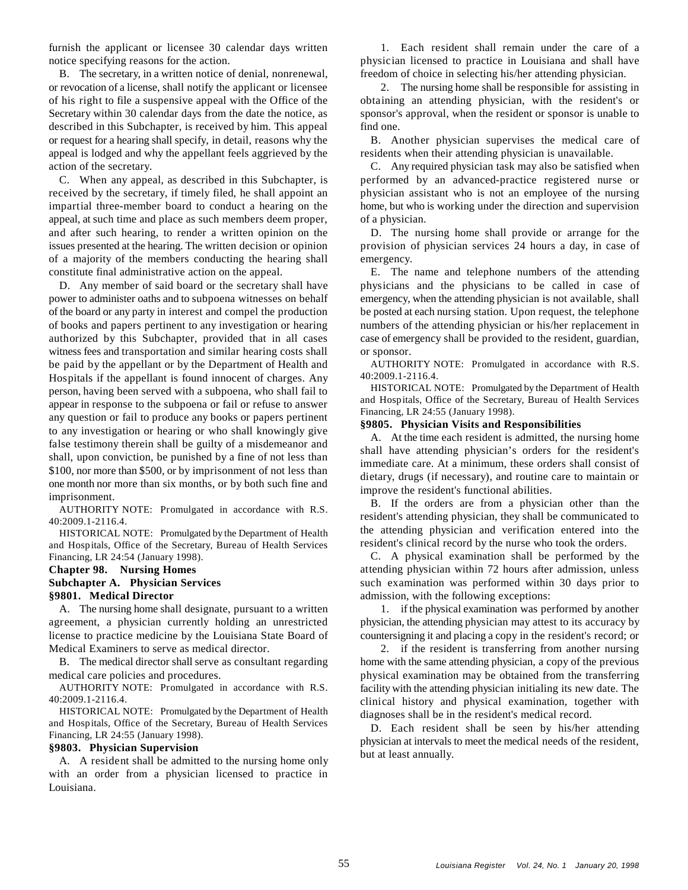furnish the applicant or licensee 30 calendar days written notice specifying reasons for the action.

B. The secretary, in a written notice of denial, nonrenewal, or revocation of a license, shall notify the applicant or licensee of his right to file a suspensive appeal with the Office of the Secretary within 30 calendar days from the date the notice, as described in this Subchapter, is received by him. This appeal or request for a hearing shall specify, in detail, reasons why the appeal is lodged and why the appellant feels aggrieved by the action of the secretary.

C. When any appeal, as described in this Subchapter, is received by the secretary, if timely filed, he shall appoint an impartial three-member board to conduct a hearing on the appeal, at such time and place as such members deem proper, and after such hearing, to render a written opinion on the issues presented at the hearing. The written decision or opinion of a majority of the members conducting the hearing shall constitute final administrative action on the appeal.

D. Any member of said board or the secretary shall have power to administer oaths and to subpoena witnesses on behalf of the board or any party in interest and compel the production of books and papers pertinent to any investigation or hearing authorized by this Subchapter, provided that in all cases witness fees and transportation and similar hearing costs shall be paid by the appellant or by the Department of Health and Hospitals if the appellant is found innocent of charges. Any person, having been served with a subpoena, who shall fail to appear in response to the subpoena or fail or refuse to answer any question or fail to produce any books or papers pertinent to any investigation or hearing or who shall knowingly give false testimony therein shall be guilty of a misdemeanor and shall, upon conviction, be punished by a fine of not less than \$100, nor more than \$500, or by imprisonment of not less than one month nor more than six months, or by both such fine and imprisonment.

AUTHORITY NOTE: Promulgated in accordance with R.S. 40:2009.1-2116.4.

HISTORICAL NOTE: Promulgated by the Department of Health and Hospitals, Office of the Secretary, Bureau of Health Services Financing, LR 24:54 (January 1998).

## Chapter 98. Nursing Homes

### Subchapter A. Physician Services

#### §9801. Medical Director

A. The nursing home shall designate, pursuant to a written agreement, a physician currently holding an unrestricted license to practice medicine by the Louisiana State Board of Medical Examiners to serve as medical director.

B. The medical director shall serve as consultant regarding medical care policies and procedures.

AUTHORITY NOTE: Promulgated in accordance with R.S. 40:2009.1-2116.4.

HISTORICAL NOTE: Promulgated by the Department of Health and Hospitals, Office of the Secretary, Bureau of Health Services Financing, LR 24:55 (January 1998).

#### §9803. Physician Supervision

A. A resident shall be admitted to the nursing home only with an order from a physician licensed to practice in Louisiana.

1. Each resident shall remain under the care of a physician licensed to practice in Louisiana and shall have freedom of choice in selecting his/her attending physician.

2. The nursing home shall be responsible for assisting in obtaining an attending physician, with the resident's or sponsor's approval, when the resident or sponsor is unable to find one.

B. Another physician supervises the medical care of residents when their attending physician is unavailable.

C. Any required physician task may also be satisfied when performed by an advanced-practice registered nurse or physician assistant who is not an employee of the nursing home, but who is working under the direction and supervision of a physician.

D. The nursing home shall provide or arrange for the provision of physician services 24 hours a day, in case of emergency.

E. The name and telephone numbers of the attending physicians and the physicians to be called in case of emergency, when the attending physician is not available, shall be posted at each nursing station. Upon request, the telephone numbers of the attending physician or his/her replacement in case of emergency shall be provided to the resident, guardian, or sponsor.

AUTHORITY NOTE: Promulgated in accordance with R.S. 40:2009.1-2116.4.

HISTORICAL NOTE: Promulgated by the Department of Health and Hospitals, Office of the Secretary, Bureau of Health Services Financing, LR 24:55 (January 1998).

#### §9805. Physician Visits and Responsibilities

A. At the time each resident is admitted, the nursing home shall have attending physician's orders for the resident's immediate care. At a minimum, these orders shall consist of dietary, drugs (if necessary), and routine care to maintain or improve the resident's functional abilities.

B. If the orders are from a physician other than the resident's attending physician, they shall be communicated to the attending physician and verification entered into the resident's clinical record by the nurse who took the orders.

C. A physical examination shall be performed by the attending physician within 72 hours after admission, unless such examination was performed within 30 days prior to admission, with the following exceptions:

1. if the physical examination was performed by another physician, the attending physician may attest to its accuracy by countersigning it and placing a copy in the resident's record; or

2. if the resident is transferring from another nursing home with the same attending physician, a copy of the previous physical examination may be obtained from the transferring facility with the attending physician initialing its new date. The clinical history and physical examination, together with diagnoses shall be in the resident's medical record.

D. Each resident shall be seen by his/her attending physician at intervals to meet the medical needs of the resident, but at least annually.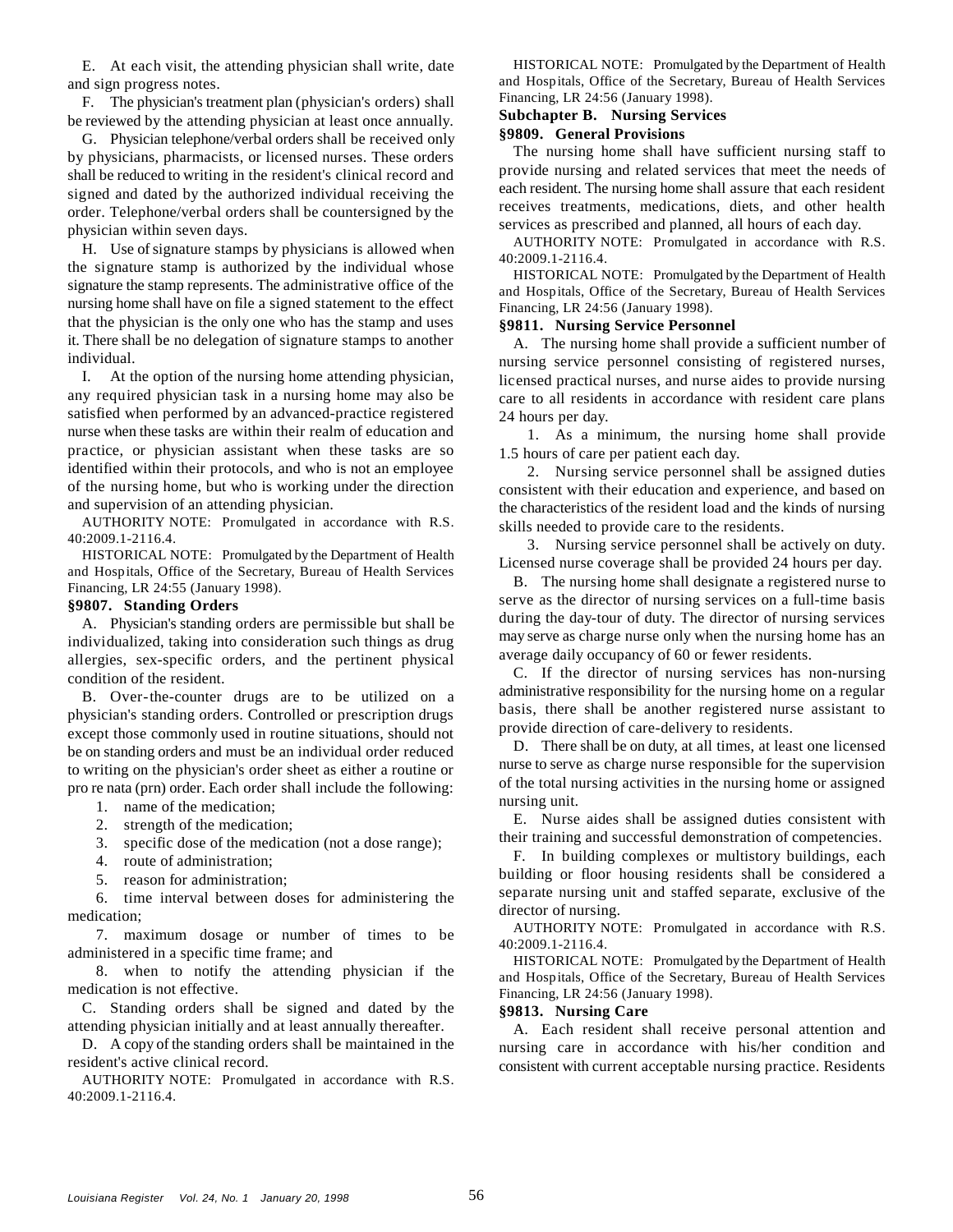E. At each visit, the attending physician shall write, date and sign progress notes.

F. The physician's treatment plan (physician's orders) shall be reviewed by the attending physician at least once annually.

G. Physician telephone/verbal orders shall be received only by physicians, pharmacists, or licensed nurses. These orders shall be reduced to writing in the resident's clinical record and signed and dated by the authorized individual receiving the order. Telephone/verbal orders shall be countersigned by the physician within seven days.

H. Use of signature stamps by physicians is allowed when the signature stamp is authorized by the individual whose signature the stamp represents. The administrative office of the nursing home shall have on file a signed statement to the effect that the physician is the only one who has the stamp and uses it. There shall be no delegation of signature stamps to another individual.

I. At the option of the nursing home attending physician, any required physician task in a nursing home may also be satisfied when performed by an advanced-practice registered nurse when these tasks are within their realm of education and practice, or physician assistant when these tasks are so identified within their protocols, and who is not an employee of the nursing home, but who is working under the direction and supervision of an attending physician.

AUTHORITY NOTE: Promulgated in accordance with R.S. 40:2009.1-2116.4.

HISTORICAL NOTE: Promulgated by the Department of Health and Hospitals, Office of the Secretary, Bureau of Health Services Financing, LR 24:55 (January 1998).

#### §9807. Standing Orders

A. Physician's standing orders are permissible but shall be individualized, taking into consideration such things as drug allergies, sex-specific orders, and the pertinent physical condition of the resident.

B. Over-the-counter drugs are to be utilized on a physician's standing orders. Controlled or prescription drugs except those commonly used in routine situations, should not be on standing orders and must be an individual order reduced to writing on the physician's order sheet as either a routine or pro re nata (prn) order. Each order shall include the following:

1. name of the medication;
2. strength of the medication;
3. specific dose of the medication (not a dose range);
4. route of administration;
5. reason for administration;
6. time interval between doses for administering the medication;
7. maximum dosage or number of times to be administered in a specific time frame; and
8. when to notify the attending physician if the medication is not effective.

C. Standing orders shall be signed and dated by the attending physician initially and at least annually thereafter.

D. A copy of the standing orders shall be maintained in the resident's active clinical record.

AUTHORITY NOTE: Promulgated in accordance with R.S. 40:2009.1-2116.4.

HISTORICAL NOTE: Promulgated by the Department of Health and Hospitals, Office of the Secretary, Bureau of Health Services Financing, LR 24:56 (January 1998).

### Subchapter B. Nursing Services

#### §9809. General Provisions

The nursing home shall have sufficient nursing staff to provide nursing and related services that meet the needs of each resident. The nursing home shall assure that each resident receives treatments, medications, diets, and other health services as prescribed and planned, all hours of each day.

AUTHORITY NOTE: Promulgated in accordance with R.S. 40:2009.1-2116.4.

HISTORICAL NOTE: Promulgated by the Department of Health and Hospitals, Office of the Secretary, Bureau of Health Services Financing, LR 24:56 (January 1998).

#### §9811. Nursing Service Personnel

A. The nursing home shall provide a sufficient number of nursing service personnel consisting of registered nurses, licensed practical nurses, and nurse aides to provide nursing care to all residents in accordance with resident care plans 24 hours per day.

1. As a minimum, the nursing home shall provide 1.5 hours of care per patient each day.
2. Nursing service personnel shall be assigned duties consistent with their education and experience, and based on the characteristics of the resident load and the kinds of nursing skills needed to provide care to the residents.
3. Nursing service personnel shall be actively on duty. Licensed nurse coverage shall be provided 24 hours per day.

B. The nursing home shall designate a registered nurse to serve as the director of nursing services on a full-time basis during the day-tour of duty. The director of nursing services may serve as charge nurse only when the nursing home has an average daily occupancy of 60 or fewer residents.

C. If the director of nursing services has non-nursing administrative responsibility for the nursing home on a regular basis, there shall be another registered nurse assistant to provide direction of care-delivery to residents.

D. There shall be on duty, at all times, at least one licensed nurse to serve as charge nurse responsible for the supervision of the total nursing activities in the nursing home or assigned nursing unit.

E. Nurse aides shall be assigned duties consistent with their training and successful demonstration of competencies.

F. In building complexes or multistory buildings, each building or floor housing residents shall be considered a separate nursing unit and staffed separate, exclusive of the director of nursing.

AUTHORITY NOTE: Promulgated in accordance with R.S. 40:2009.1-2116.4.

HISTORICAL NOTE: Promulgated by the Department of Health and Hospitals, Office of the Secretary, Bureau of Health Services Financing, LR 24:56 (January 1998).

#### §9813. Nursing Care

A. Each resident shall receive personal attention and nursing care in accordance with his/her condition and consistent with current acceptable nursing practice. Residents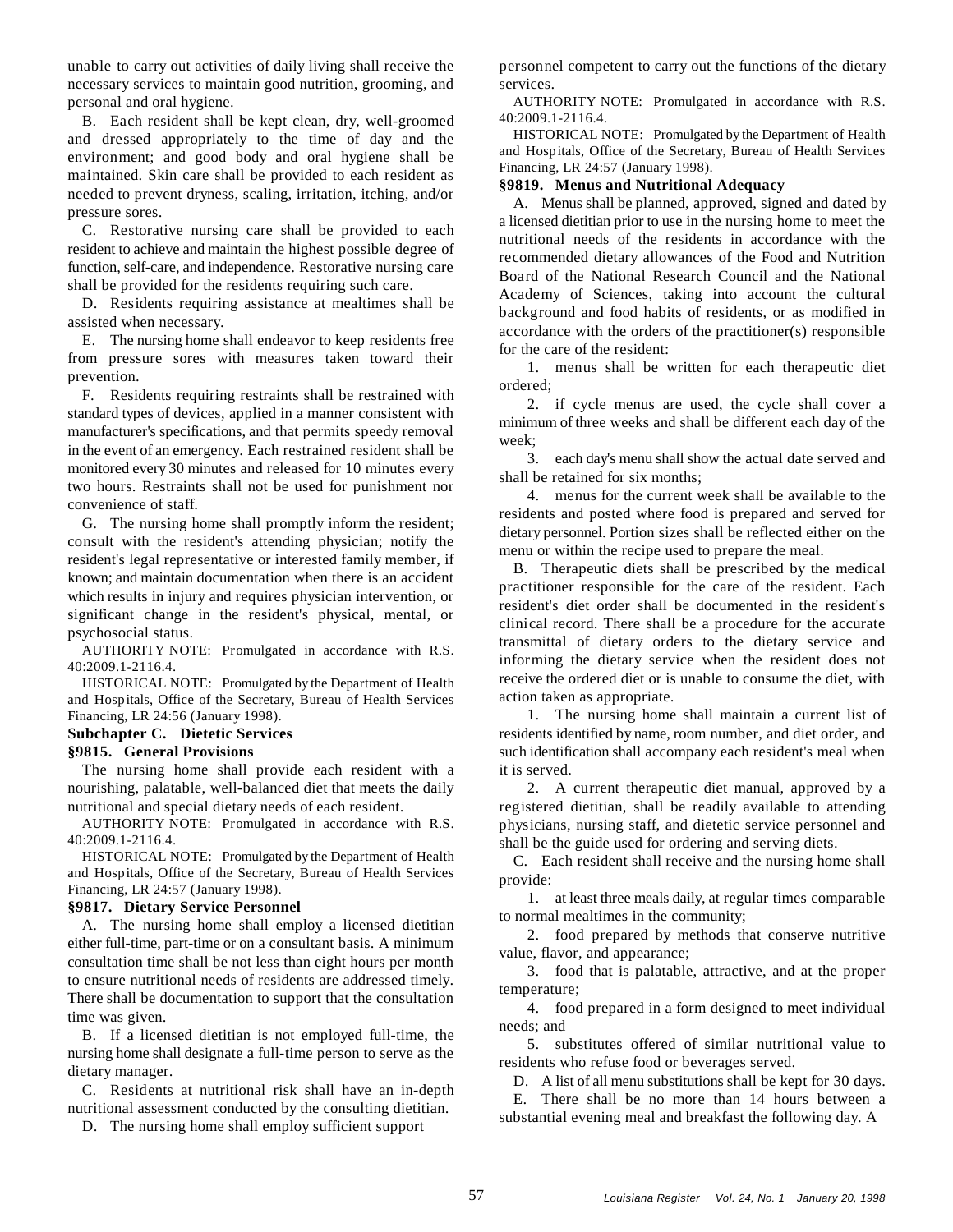unable to carry out activities of daily living shall receive the necessary services to maintain good nutrition, grooming, and personal and oral hygiene.

B. Each resident shall be kept clean, dry, well-groomed and dressed appropriately to the time of day and the environment; and good body and oral hygiene shall be maintained. Skin care shall be provided to each resident as needed to prevent dryness, scaling, irritation, itching, and/or pressure sores.

C. Restorative nursing care shall be provided to each resident to achieve and maintain the highest possible degree of function, self-care, and independence. Restorative nursing care shall be provided for the residents requiring such care.

D. Residents requiring assistance at mealtimes shall be assisted when necessary.

E. The nursing home shall endeavor to keep residents free from pressure sores with measures taken toward their prevention.

F. Residents requiring restraints shall be restrained with standard types of devices, applied in a manner consistent with manufacturer's specifications, and that permits speedy removal in the event of an emergency. Each restrained resident shall be monitored every 30 minutes and released for 10 minutes every two hours. Restraints shall not be used for punishment nor convenience of staff.

G. The nursing home shall promptly inform the resident; consult with the resident's attending physician; notify the resident's legal representative or interested family member, if known; and maintain documentation when there is an accident which results in injury and requires physician intervention, or significant change in the resident's physical, mental, or psychosocial status.

AUTHORITY NOTE: Promulgated in accordance with R.S. 40:2009.1-2116.4.

HISTORICAL NOTE: Promulgated by the Department of Health and Hospitals, Office of the Secretary, Bureau of Health Services Financing, LR 24:56 (January 1998).

### Subchapter C. Dietetic Services

#### §9815. General Provisions

The nursing home shall provide each resident with a nourishing, palatable, well-balanced diet that meets the daily nutritional and special dietary needs of each resident.

AUTHORITY NOTE: Promulgated in accordance with R.S. 40:2009.1-2116.4.

HISTORICAL NOTE: Promulgated by the Department of Health and Hospitals, Office of the Secretary, Bureau of Health Services Financing, LR 24:57 (January 1998).

#### §9817. Dietary Service Personnel

A. The nursing home shall employ a licensed dietitian either full-time, part-time or on a consultant basis. A minimum consultation time shall be not less than eight hours per month to ensure nutritional needs of residents are addressed timely. There shall be documentation to support that the consultation time was given.

B. If a licensed dietitian is not employed full-time, the nursing home shall designate a full-time person to serve as the dietary manager.

C. Residents at nutritional risk shall have an in-depth nutritional assessment conducted by the consulting dietitian.

D. The nursing home shall employ sufficient support personnel competent to carry out the functions of the dietary services.

AUTHORITY NOTE: Promulgated in accordance with R.S. 40:2009.1-2116.4.

HISTORICAL NOTE: Promulgated by the Department of Health and Hospitals, Office of the Secretary, Bureau of Health Services Financing, LR 24:57 (January 1998).

#### §9819. Menus and Nutritional Adequacy

A. Menus shall be planned, approved, signed and dated by a licensed dietitian prior to use in the nursing home to meet the nutritional needs of the residents in accordance with the recommended dietary allowances of the Food and Nutrition Board of the National Research Council and the National Academy of Sciences, taking into account the cultural background and food habits of residents, or as modified in accordance with the orders of the practitioner(s) responsible for the care of the resident:

1. menus shall be written for each therapeutic diet ordered;

2. if cycle menus are used, the cycle shall cover a minimum of three weeks and shall be different each day of the week;

3. each day's menu shall show the actual date served and shall be retained for six months;

4. menus for the current week shall be available to the residents and posted where food is prepared and served for dietary personnel. Portion sizes shall be reflected either on the menu or within the recipe used to prepare the meal.

B. Therapeutic diets shall be prescribed by the medical practitioner responsible for the care of the resident. Each resident's diet order shall be documented in the resident's clinical record. There shall be a procedure for the accurate transmittal of dietary orders to the dietary service and informing the dietary service when the resident does not receive the ordered diet or is unable to consume the diet, with action taken as appropriate.

1. The nursing home shall maintain a current list of residents identified by name, room number, and diet order, and such identification shall accompany each resident's meal when it is served.

2. A current therapeutic diet manual, approved by a registered dietitian, shall be readily available to attending physicians, nursing staff, and dietetic service personnel and shall be the guide used for ordering and serving diets.

C. Each resident shall receive and the nursing home shall provide:

1. at least three meals daily, at regular times comparable to normal mealtimes in the community;

2. food prepared by methods that conserve nutritive value, flavor, and appearance;

3. food that is palatable, attractive, and at the proper temperature;

4. food prepared in a form designed to meet individual needs; and

5. substitutes offered of similar nutritional value to residents who refuse food or beverages served.

D. A list of all menu substitutions shall be kept for 30 days.

E. There shall be no more than 14 hours between a substantial evening meal and breakfast the following day. A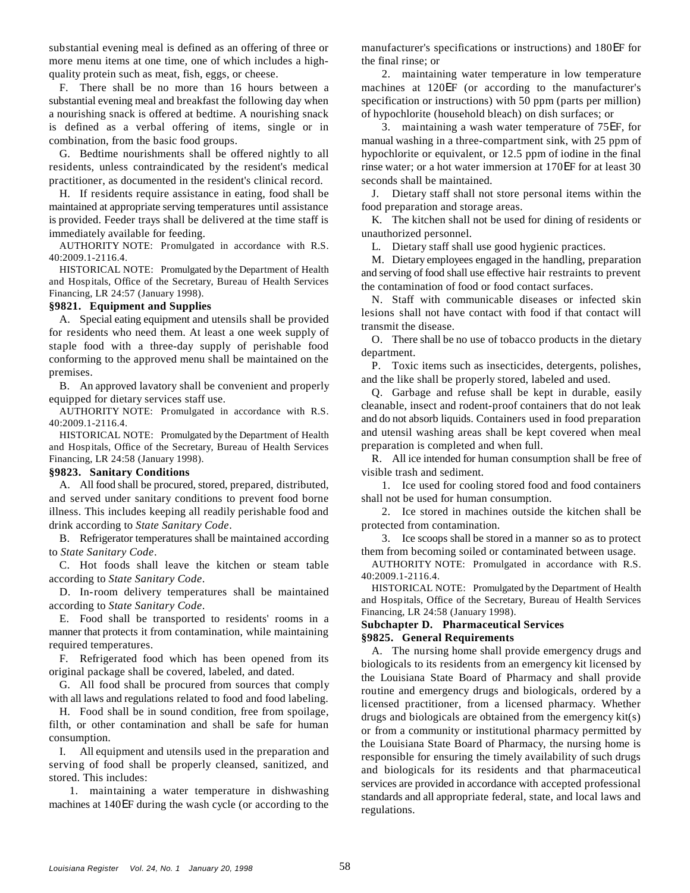substantial evening meal is defined as an offering of three or more menu items at one time, one of which includes a high-quality protein such as meat, fish, eggs, or cheese.

F. There shall be no more than 16 hours between a substantial evening meal and breakfast the following day when a nourishing snack is offered at bedtime. A nourishing snack is defined as a verbal offering of items, single or in combination, from the basic food groups.

G. Bedtime nourishments shall be offered nightly to all residents, unless contraindicated by the resident's medical practitioner, as documented in the resident's clinical record.

H. If residents require assistance in eating, food shall be maintained at appropriate serving temperatures until assistance is provided. Feeder trays shall be delivered at the time staff is immediately available for feeding.

AUTHORITY NOTE: Promulgated in accordance with R.S. 40:2009.1-2116.4.

HISTORICAL NOTE: Promulgated by the Department of Health and Hospitals, Office of the Secretary, Bureau of Health Services Financing, LR 24:57 (January 1998).

### §9821. Equipment and Supplies

A. Special eating equipment and utensils shall be provided for residents who need them. At least a one week supply of staple food with a three-day supply of perishable food conforming to the approved menu shall be maintained on the premises.

B. An approved lavatory shall be convenient and properly equipped for dietary services staff use.

AUTHORITY NOTE: Promulgated in accordance with R.S. 40:2009.1-2116.4.

HISTORICAL NOTE: Promulgated by the Department of Health and Hospitals, Office of the Secretary, Bureau of Health Services Financing, LR 24:58 (January 1998).

### §9823. Sanitary Conditions

A. All food shall be procured, stored, prepared, distributed, and served under sanitary conditions to prevent food borne illness. This includes keeping all readily perishable food and drink according to *State Sanitary Code*.

B. Refrigerator temperatures shall be maintained according to *State Sanitary Code*.

C. Hot foods shall leave the kitchen or steam table according to *State Sanitary Code*.

D. In-room delivery temperatures shall be maintained according to *State Sanitary Code*.

E. Food shall be transported to residents' rooms in a manner that protects it from contamination, while maintaining required temperatures.

F. Refrigerated food which has been opened from its original package shall be covered, labeled, and dated.

G. All food shall be procured from sources that comply with all laws and regulations related to food and food labeling.

H. Food shall be in sound condition, free from spoilage, filth, or other contamination and shall be safe for human consumption.

I. All equipment and utensils used in the preparation and serving of food shall be properly cleansed, sanitized, and stored. This includes:

1. maintaining a water temperature in dishwashing machines at 140EF during the wash cycle (or according to the manufacturer's specifications or instructions) and 180EF for the final rinse; or

2. maintaining water temperature in low temperature machines at 120EF (or according to the manufacturer's specification or instructions) with 50 ppm (parts per million) of hypochlorite (household bleach) on dish surfaces; or

3. maintaining a wash water temperature of 75EF, for manual washing in a three-compartment sink, with 25 ppm of hypochlorite or equivalent, or 12.5 ppm of iodine in the final rinse water; or a hot water immersion at 170EF for at least 30 seconds shall be maintained.

J. Dietary staff shall not store personal items within the food preparation and storage areas.

K. The kitchen shall not be used for dining of residents or unauthorized personnel.

L. Dietary staff shall use good hygienic practices.

M. Dietary employees engaged in the handling, preparation and serving of food shall use effective hair restraints to prevent the contamination of food or food contact surfaces.

N. Staff with communicable diseases or infected skin lesions shall not have contact with food if that contact will transmit the disease.

O. There shall be no use of tobacco products in the dietary department.

P. Toxic items such as insecticides, detergents, polishes, and the like shall be properly stored, labeled and used.

Q. Garbage and refuse shall be kept in durable, easily cleanable, insect and rodent-proof containers that do not leak and do not absorb liquids. Containers used in food preparation and utensil washing areas shall be kept covered when meal preparation is completed and when full.

R. All ice intended for human consumption shall be free of visible trash and sediment.

1. Ice used for cooling stored food and food containers shall not be used for human consumption.

2. Ice stored in machines outside the kitchen shall be protected from contamination.

3. Ice scoops shall be stored in a manner so as to protect them from becoming soiled or contaminated between usage.

AUTHORITY NOTE: Promulgated in accordance with R.S. 40:2009.1-2116.4.

HISTORICAL NOTE: Promulgated by the Department of Health and Hospitals, Office of the Secretary, Bureau of Health Services Financing, LR 24:58 (January 1998).

## Subchapter D. Pharmaceutical Services

### §9825. General Requirements

A. The nursing home shall provide emergency drugs and biologicals to its residents from an emergency kit licensed by the Louisiana State Board of Pharmacy and shall provide routine and emergency drugs and biologicals, ordered by a licensed practitioner, from a licensed pharmacy. Whether drugs and biologicals are obtained from the emergency kit(s) or from a community or institutional pharmacy permitted by the Louisiana State Board of Pharmacy, the nursing home is responsible for ensuring the timely availability of such drugs and biologicals for its residents and that pharmaceutical services are provided in accordance with accepted professional standards and all appropriate federal, state, and local laws and regulations.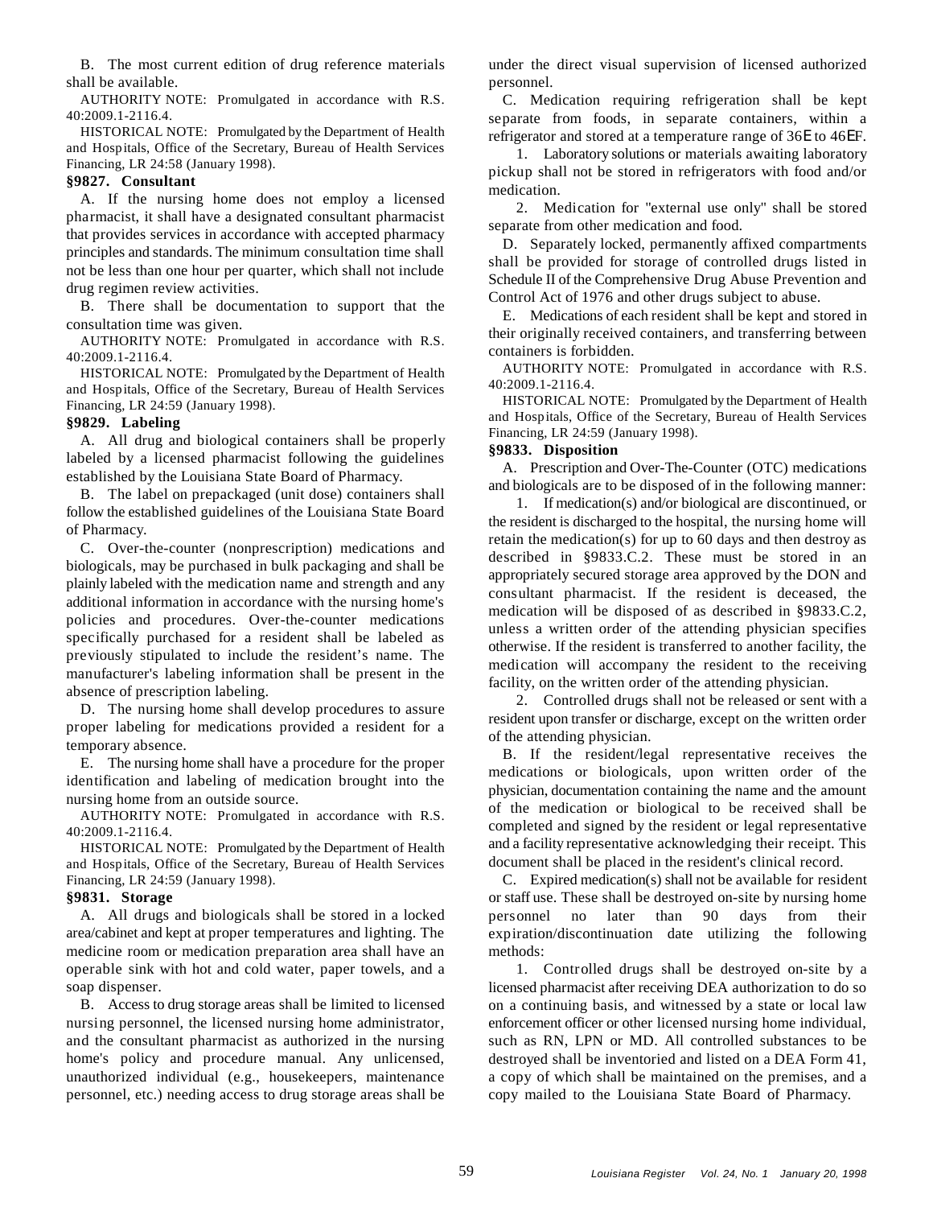B. The most current edition of drug reference materials shall be available.

AUTHORITY NOTE: Promulgated in accordance with R.S. 40:2009.1-2116.4.

HISTORICAL NOTE: Promulgated by the Department of Health and Hospitals, Office of the Secretary, Bureau of Health Services Financing, LR 24:58 (January 1998).

**§9827. Consultant**

A. If the nursing home does not employ a licensed pharmacist, it shall have a designated consultant pharmacist that provides services in accordance with accepted pharmacy principles and standards. The minimum consultation time shall not be less than one hour per quarter, which shall not include drug regimen review activities.

B. There shall be documentation to support that the consultation time was given.

AUTHORITY NOTE: Promulgated in accordance with R.S. 40:2009.1-2116.4.

HISTORICAL NOTE: Promulgated by the Department of Health and Hospitals, Office of the Secretary, Bureau of Health Services Financing, LR 24:59 (January 1998).

**§9829. Labeling**

A. All drug and biological containers shall be properly labeled by a licensed pharmacist following the guidelines established by the Louisiana State Board of Pharmacy.

B. The label on prepackaged (unit dose) containers shall follow the established guidelines of the Louisiana State Board of Pharmacy.

C. Over-the-counter (nonprescription) medications and biologicals, may be purchased in bulk packaging and shall be plainly labeled with the medication name and strength and any additional information in accordance with the nursing home's policies and procedures. Over-the-counter medications specifically purchased for a resident shall be labeled as previously stipulated to include the resident's name. The manufacturer's labeling information shall be present in the absence of prescription labeling.

D. The nursing home shall develop procedures to assure proper labeling for medications provided a resident for a temporary absence.

E. The nursing home shall have a procedure for the proper identification and labeling of medication brought into the nursing home from an outside source.

AUTHORITY NOTE: Promulgated in accordance with R.S. 40:2009.1-2116.4.

HISTORICAL NOTE: Promulgated by the Department of Health and Hospitals, Office of the Secretary, Bureau of Health Services Financing, LR 24:59 (January 1998).

**§9831. Storage**

A. All drugs and biologicals shall be stored in a locked area/cabinet and kept at proper temperatures and lighting. The medicine room or medication preparation area shall have an operable sink with hot and cold water, paper towels, and a soap dispenser.

B. Access to drug storage areas shall be limited to licensed nursing personnel, the licensed nursing home administrator, and the consultant pharmacist as authorized in the nursing home's policy and procedure manual. Any unlicensed, unauthorized individual (e.g., housekeepers, maintenance personnel, etc.) needing access to drug storage areas shall be under the direct visual supervision of licensed authorized personnel.

C. Medication requiring refrigeration shall be kept separate from foods, in separate containers, within a refrigerator and stored at a temperature range of 36E to 46EF.

1. Laboratory solutions or materials awaiting laboratory pickup shall not be stored in refrigerators with food and/or medication.

2. Medication for "external use only" shall be stored separate from other medication and food.

D. Separately locked, permanently affixed compartments shall be provided for storage of controlled drugs listed in Schedule II of the Comprehensive Drug Abuse Prevention and Control Act of 1976 and other drugs subject to abuse.

E. Medications of each resident shall be kept and stored in their originally received containers, and transferring between containers is forbidden.

AUTHORITY NOTE: Promulgated in accordance with R.S. 40:2009.1-2116.4.

HISTORICAL NOTE: Promulgated by the Department of Health and Hospitals, Office of the Secretary, Bureau of Health Services Financing, LR 24:59 (January 1998).

**§9833. Disposition**

A. Prescription and Over-The-Counter (OTC) medications and biologicals are to be disposed of in the following manner:

1. If medication(s) and/or biological are discontinued, or the resident is discharged to the hospital, the nursing home will retain the medication(s) for up to 60 days and then destroy as described in §9833.C.2. These must be stored in an appropriately secured storage area approved by the DON and consultant pharmacist. If the resident is deceased, the medication will be disposed of as described in §9833.C.2, unless a written order of the attending physician specifies otherwise. If the resident is transferred to another facility, the medication will accompany the resident to the receiving facility, on the written order of the attending physician.

2. Controlled drugs shall not be released or sent with a resident upon transfer or discharge, except on the written order of the attending physician.

B. If the resident/legal representative receives the medications or biologicals, upon written order of the physician, documentation containing the name and the amount of the medication or biological to be received shall be completed and signed by the resident or legal representative and a facility representative acknowledging their receipt. This document shall be placed in the resident's clinical record.

C. Expired medication(s) shall not be available for resident or staff use. These shall be destroyed on-site by nursing home personnel no later than 90 days from their expiration/discontinuation date utilizing the following methods:

1. Controlled drugs shall be destroyed on-site by a licensed pharmacist after receiving DEA authorization to do so on a continuing basis, and witnessed by a state or local law enforcement officer or other licensed nursing home individual, such as RN, LPN or MD. All controlled substances to be destroyed shall be inventoried and listed on a DEA Form 41, a copy of which shall be maintained on the premises, and a copy mailed to the Louisiana State Board of Pharmacy.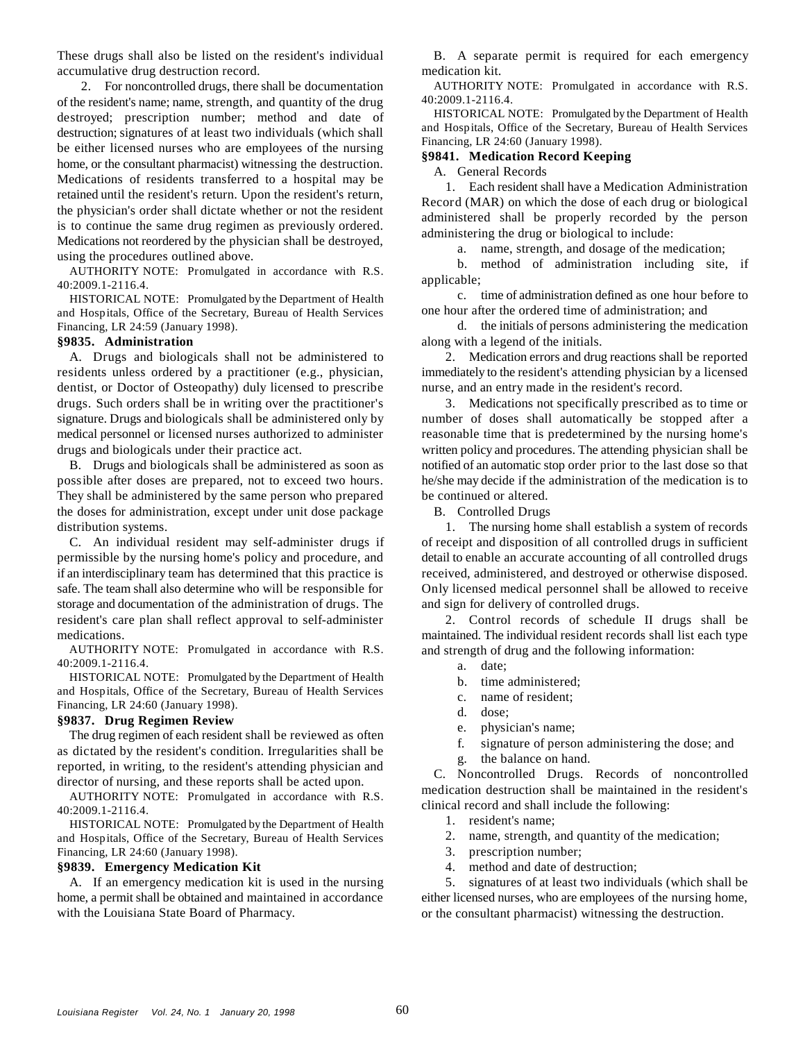These drugs shall also be listed on the resident's individual accumulative drug destruction record.

2. For noncontrolled drugs, there shall be documentation of the resident's name; name, strength, and quantity of the drug destroyed; prescription number; method and date of destruction; signatures of at least two individuals (which shall be either licensed nurses who are employees of the nursing home, or the consultant pharmacist) witnessing the destruction. Medications of residents transferred to a hospital may be retained until the resident's return. Upon the resident's return, the physician's order shall dictate whether or not the resident is to continue the same drug regimen as previously ordered. Medications not reordered by the physician shall be destroyed, using the procedures outlined above.

AUTHORITY NOTE: Promulgated in accordance with R.S. 40:2009.1-2116.4.

HISTORICAL NOTE: Promulgated by the Department of Health and Hospitals, Office of the Secretary, Bureau of Health Services Financing, LR 24:59 (January 1998).

**§9835. Administration**

A. Drugs and biologicals shall not be administered to residents unless ordered by a practitioner (e.g., physician, dentist, or Doctor of Osteopathy) duly licensed to prescribe drugs. Such orders shall be in writing over the practitioner's signature. Drugs and biologicals shall be administered only by medical personnel or licensed nurses authorized to administer drugs and biologicals under their practice act.

B. Drugs and biologicals shall be administered as soon as possible after doses are prepared, not to exceed two hours. They shall be administered by the same person who prepared the doses for administration, except under unit dose package distribution systems.

C. An individual resident may self-administer drugs if permissible by the nursing home's policy and procedure, and if an interdisciplinary team has determined that this practice is safe. The team shall also determine who will be responsible for storage and documentation of the administration of drugs. The resident's care plan shall reflect approval to self-administer medications.

AUTHORITY NOTE: Promulgated in accordance with R.S. 40:2009.1-2116.4.

HISTORICAL NOTE: Promulgated by the Department of Health and Hospitals, Office of the Secretary, Bureau of Health Services Financing, LR 24:60 (January 1998).

**§9837. Drug Regimen Review**

The drug regimen of each resident shall be reviewed as often as dictated by the resident's condition. Irregularities shall be reported, in writing, to the resident's attending physician and director of nursing, and these reports shall be acted upon.

AUTHORITY NOTE: Promulgated in accordance with R.S. 40:2009.1-2116.4.

HISTORICAL NOTE: Promulgated by the Department of Health and Hospitals, Office of the Secretary, Bureau of Health Services Financing, LR 24:60 (January 1998).

**§9839. Emergency Medication Kit**

A. If an emergency medication kit is used in the nursing home, a permit shall be obtained and maintained in accordance with the Louisiana State Board of Pharmacy.

B. A separate permit is required for each emergency medication kit.

AUTHORITY NOTE: Promulgated in accordance with R.S. 40:2009.1-2116.4.

HISTORICAL NOTE: Promulgated by the Department of Health and Hospitals, Office of the Secretary, Bureau of Health Services Financing, LR 24:60 (January 1998).

**§9841. Medication Record Keeping**

A. General Records

1. Each resident shall have a Medication Administration Record (MAR) on which the dose of each drug or biological administered shall be properly recorded by the person administering the drug or biological to include:

a. name, strength, and dosage of the medication;

b. method of administration including site, if applicable;

c. time of administration defined as one hour before to one hour after the ordered time of administration; and

d. the initials of persons administering the medication along with a legend of the initials.

2. Medication errors and drug reactions shall be reported immediately to the resident's attending physician by a licensed nurse, and an entry made in the resident's record.

3. Medications not specifically prescribed as to time or number of doses shall automatically be stopped after a reasonable time that is predetermined by the nursing home's written policy and procedures. The attending physician shall be notified of an automatic stop order prior to the last dose so that he/she may decide if the administration of the medication is to be continued or altered.

B. Controlled Drugs

1. The nursing home shall establish a system of records of receipt and disposition of all controlled drugs in sufficient detail to enable an accurate accounting of all controlled drugs received, administered, and destroyed or otherwise disposed. Only licensed medical personnel shall be allowed to receive and sign for delivery of controlled drugs.

2. Control records of schedule II drugs shall be maintained. The individual resident records shall list each type and strength of drug and the following information:

a. date;

b. time administered;

c. name of resident;

d. dose;

e. physician's name;

f. signature of person administering the dose; and

g. the balance on hand.

C. Noncontrolled Drugs. Records of noncontrolled medication destruction shall be maintained in the resident's clinical record and shall include the following:

1. resident's name;

2. name, strength, and quantity of the medication;

3. prescription number;

4. method and date of destruction;

5. signatures of at least two individuals (which shall be either licensed nurses, who are employees of the nursing home, or the consultant pharmacist) witnessing the destruction.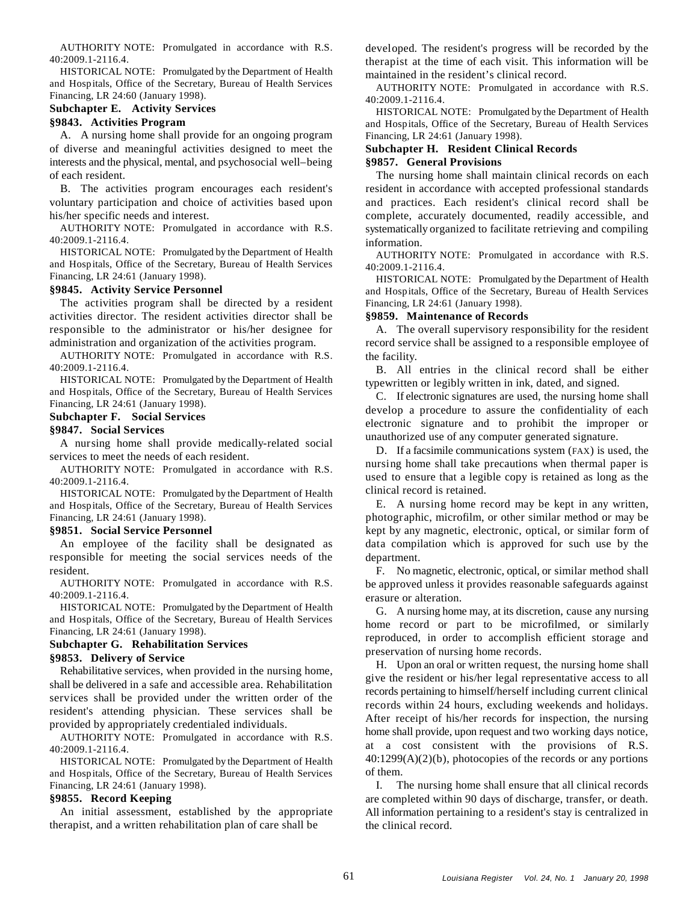AUTHORITY NOTE: Promulgated in accordance with R.S. 40:2009.1-2116.4.

HISTORICAL NOTE: Promulgated by the Department of Health and Hospitals, Office of the Secretary, Bureau of Health Services Financing, LR 24:60 (January 1998).

## Subchapter E. Activity Services

### §9843. Activities Program

A. A nursing home shall provide for an ongoing program of diverse and meaningful activities designed to meet the interests and the physical, mental, and psychosocial well–being of each resident.

B. The activities program encourages each resident's voluntary participation and choice of activities based upon his/her specific needs and interest.

AUTHORITY NOTE: Promulgated in accordance with R.S. 40:2009.1-2116.4.

HISTORICAL NOTE: Promulgated by the Department of Health and Hospitals, Office of the Secretary, Bureau of Health Services Financing, LR 24:61 (January 1998).

### §9845. Activity Service Personnel

The activities program shall be directed by a resident activities director. The resident activities director shall be responsible to the administrator or his/her designee for administration and organization of the activities program.

AUTHORITY NOTE: Promulgated in accordance with R.S. 40:2009.1-2116.4.

HISTORICAL NOTE: Promulgated by the Department of Health and Hospitals, Office of the Secretary, Bureau of Health Services Financing, LR 24:61 (January 1998).

## Subchapter F. Social Services

### §9847. Social Services

A nursing home shall provide medically-related social services to meet the needs of each resident.

AUTHORITY NOTE: Promulgated in accordance with R.S. 40:2009.1-2116.4.

HISTORICAL NOTE: Promulgated by the Department of Health and Hospitals, Office of the Secretary, Bureau of Health Services Financing, LR 24:61 (January 1998).

### §9851. Social Service Personnel

An employee of the facility shall be designated as responsible for meeting the social services needs of the resident.

AUTHORITY NOTE: Promulgated in accordance with R.S. 40:2009.1-2116.4.

HISTORICAL NOTE: Promulgated by the Department of Health and Hospitals, Office of the Secretary, Bureau of Health Services Financing, LR 24:61 (January 1998).

## Subchapter G. Rehabilitation Services

### §9853. Delivery of Service

Rehabilitative services, when provided in the nursing home, shall be delivered in a safe and accessible area. Rehabilitation services shall be provided under the written order of the resident's attending physician. These services shall be provided by appropriately credentialed individuals.

AUTHORITY NOTE: Promulgated in accordance with R.S. 40:2009.1-2116.4.

HISTORICAL NOTE: Promulgated by the Department of Health and Hospitals, Office of the Secretary, Bureau of Health Services Financing, LR 24:61 (January 1998).

### §9855. Record Keeping

An initial assessment, established by the appropriate therapist, and a written rehabilitation plan of care shall be developed. The resident's progress will be recorded by the therapist at the time of each visit. This information will be maintained in the resident's clinical record.

AUTHORITY NOTE: Promulgated in accordance with R.S. 40:2009.1-2116.4.

HISTORICAL NOTE: Promulgated by the Department of Health and Hospitals, Office of the Secretary, Bureau of Health Services Financing, LR 24:61 (January 1998).

## Subchapter H. Resident Clinical Records

### §9857. General Provisions

The nursing home shall maintain clinical records on each resident in accordance with accepted professional standards and practices. Each resident's clinical record shall be complete, accurately documented, readily accessible, and systematically organized to facilitate retrieving and compiling information.

AUTHORITY NOTE: Promulgated in accordance with R.S. 40:2009.1-2116.4.

HISTORICAL NOTE: Promulgated by the Department of Health and Hospitals, Office of the Secretary, Bureau of Health Services Financing, LR 24:61 (January 1998).

### §9859. Maintenance of Records

A. The overall supervisory responsibility for the resident record service shall be assigned to a responsible employee of the facility.

B. All entries in the clinical record shall be either typewritten or legibly written in ink, dated, and signed.

C. If electronic signatures are used, the nursing home shall develop a procedure to assure the confidentiality of each electronic signature and to prohibit the improper or unauthorized use of any computer generated signature.

D. If a facsimile communications system (FAX) is used, the nursing home shall take precautions when thermal paper is used to ensure that a legible copy is retained as long as the clinical record is retained.

E. A nursing home record may be kept in any written, photographic, microfilm, or other similar method or may be kept by any magnetic, electronic, optical, or similar form of data compilation which is approved for such use by the department.

F. No magnetic, electronic, optical, or similar method shall be approved unless it provides reasonable safeguards against erasure or alteration.

G. A nursing home may, at its discretion, cause any nursing home record or part to be microfilmed, or similarly reproduced, in order to accomplish efficient storage and preservation of nursing home records.

H. Upon an oral or written request, the nursing home shall give the resident or his/her legal representative access to all records pertaining to himself/herself including current clinical records within 24 hours, excluding weekends and holidays. After receipt of his/her records for inspection, the nursing home shall provide, upon request and two working days notice, at a cost consistent with the provisions of R.S. 40:1299(A)(2)(b), photocopies of the records or any portions of them.

I. The nursing home shall ensure that all clinical records are completed within 90 days of discharge, transfer, or death. All information pertaining to a resident's stay is centralized in the clinical record.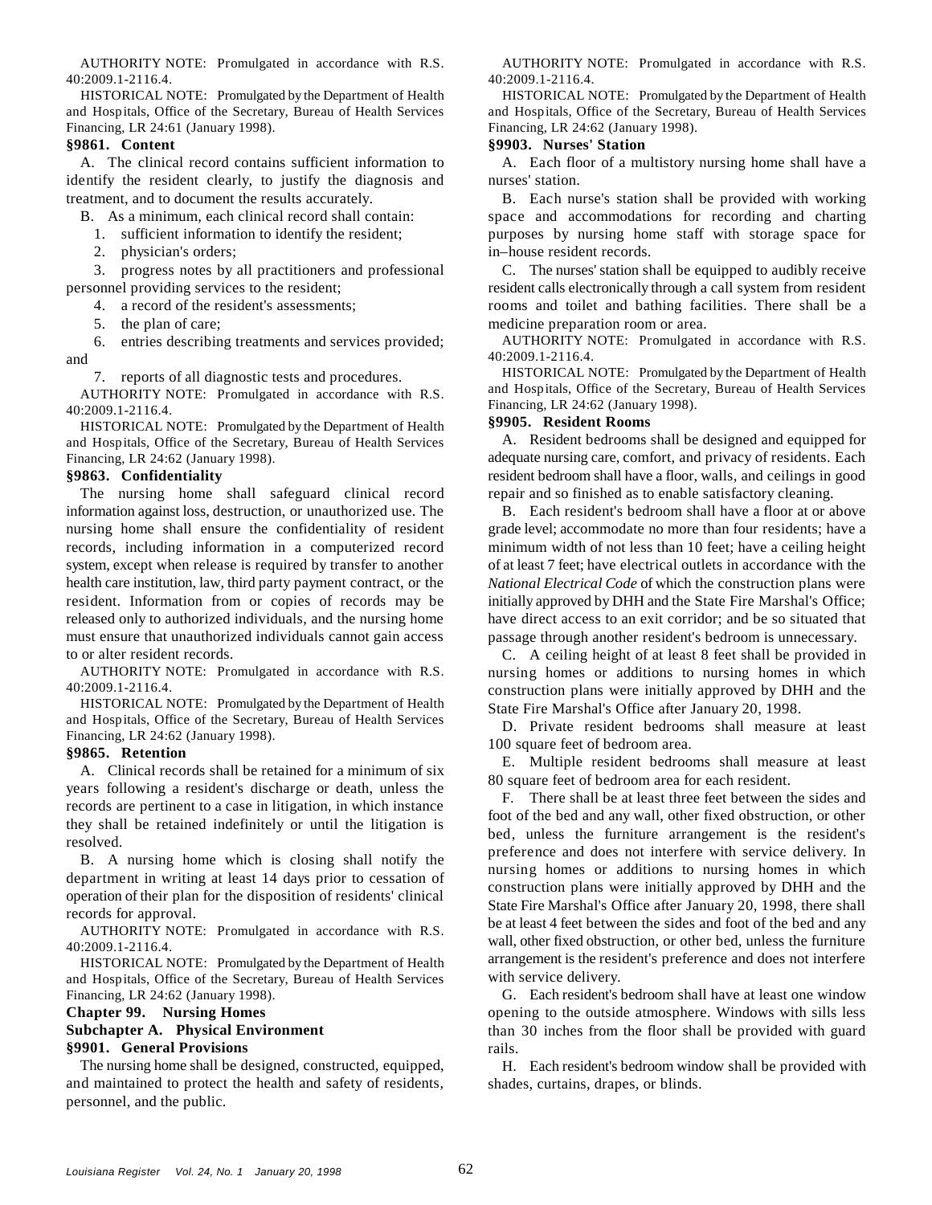AUTHORITY NOTE: Promulgated in accordance with R.S. 40:2009.1-2116.4.

HISTORICAL NOTE: Promulgated by the Department of Health and Hospitals, Office of the Secretary, Bureau of Health Services Financing, LR 24:61 (January 1998).

**§9861. Content**

A. The clinical record contains sufficient information to identify the resident clearly, to justify the diagnosis and treatment, and to document the results accurately.

B. As a minimum, each clinical record shall contain:

1. sufficient information to identify the resident;

2. physician's orders;

3. progress notes by all practitioners and professional personnel providing services to the resident;

4. a record of the resident's assessments;

5. the plan of care;

6. entries describing treatments and services provided; and

7. reports of all diagnostic tests and procedures.

AUTHORITY NOTE: Promulgated in accordance with R.S. 40:2009.1-2116.4.

HISTORICAL NOTE: Promulgated by the Department of Health and Hospitals, Office of the Secretary, Bureau of Health Services Financing, LR 24:62 (January 1998).

**§9863. Confidentiality**

The nursing home shall safeguard clinical record information against loss, destruction, or unauthorized use. The nursing home shall ensure the confidentiality of resident records, including information in a computerized record system, except when release is required by transfer to another health care institution, law, third party payment contract, or the resident. Information from or copies of records may be released only to authorized individuals, and the nursing home must ensure that unauthorized individuals cannot gain access to or alter resident records.

AUTHORITY NOTE: Promulgated in accordance with R.S. 40:2009.1-2116.4.

HISTORICAL NOTE: Promulgated by the Department of Health and Hospitals, Office of the Secretary, Bureau of Health Services Financing, LR 24:62 (January 1998).

**§9865. Retention**

A. Clinical records shall be retained for a minimum of six years following a resident's discharge or death, unless the records are pertinent to a case in litigation, in which instance they shall be retained indefinitely or until the litigation is resolved.

B. A nursing home which is closing shall notify the department in writing at least 14 days prior to cessation of operation of their plan for the disposition of residents' clinical records for approval.

AUTHORITY NOTE: Promulgated in accordance with R.S. 40:2009.1-2116.4.

HISTORICAL NOTE: Promulgated by the Department of Health and Hospitals, Office of the Secretary, Bureau of Health Services Financing, LR 24:62 (January 1998).

## Chapter 99. Nursing Homes

### Subchapter A. Physical Environment

**§9901. General Provisions**

The nursing home shall be designed, constructed, equipped, and maintained to protect the health and safety of residents, personnel, and the public.

AUTHORITY NOTE: Promulgated in accordance with R.S. 40:2009.1-2116.4.

HISTORICAL NOTE: Promulgated by the Department of Health and Hospitals, Office of the Secretary, Bureau of Health Services Financing, LR 24:62 (January 1998).

**§9903. Nurses' Station**

A. Each floor of a multistory nursing home shall have a nurses' station.

B. Each nurse's station shall be provided with working space and accommodations for recording and charting purposes by nursing home staff with storage space for in–house resident records.

C. The nurses' station shall be equipped to audibly receive resident calls electronically through a call system from resident rooms and toilet and bathing facilities. There shall be a medicine preparation room or area.

AUTHORITY NOTE: Promulgated in accordance with R.S. 40:2009.1-2116.4.

HISTORICAL NOTE: Promulgated by the Department of Health and Hospitals, Office of the Secretary, Bureau of Health Services Financing, LR 24:62 (January 1998).

**§9905. Resident Rooms**

A. Resident bedrooms shall be designed and equipped for adequate nursing care, comfort, and privacy of residents. Each resident bedroom shall have a floor, walls, and ceilings in good repair and so finished as to enable satisfactory cleaning.

B. Each resident's bedroom shall have a floor at or above grade level; accommodate no more than four residents; have a minimum width of not less than 10 feet; have a ceiling height of at least 7 feet; have electrical outlets in accordance with the *National Electrical Code* of which the construction plans were initially approved by DHH and the State Fire Marshal's Office; have direct access to an exit corridor; and be so situated that passage through another resident's bedroom is unnecessary.

C. A ceiling height of at least 8 feet shall be provided in nursing homes or additions to nursing homes in which construction plans were initially approved by DHH and the State Fire Marshal's Office after January 20, 1998.

D. Private resident bedrooms shall measure at least 100 square feet of bedroom area.

E. Multiple resident bedrooms shall measure at least 80 square feet of bedroom area for each resident.

F. There shall be at least three feet between the sides and foot of the bed and any wall, other fixed obstruction, or other bed, unless the furniture arrangement is the resident's preference and does not interfere with service delivery. In nursing homes or additions to nursing homes in which construction plans were initially approved by DHH and the State Fire Marshal's Office after January 20, 1998, there shall be at least 4 feet between the sides and foot of the bed and any wall, other fixed obstruction, or other bed, unless the furniture arrangement is the resident's preference and does not interfere with service delivery.

G. Each resident's bedroom shall have at least one window opening to the outside atmosphere. Windows with sills less than 30 inches from the floor shall be provided with guard rails.

H. Each resident's bedroom window shall be provided with shades, curtains, drapes, or blinds.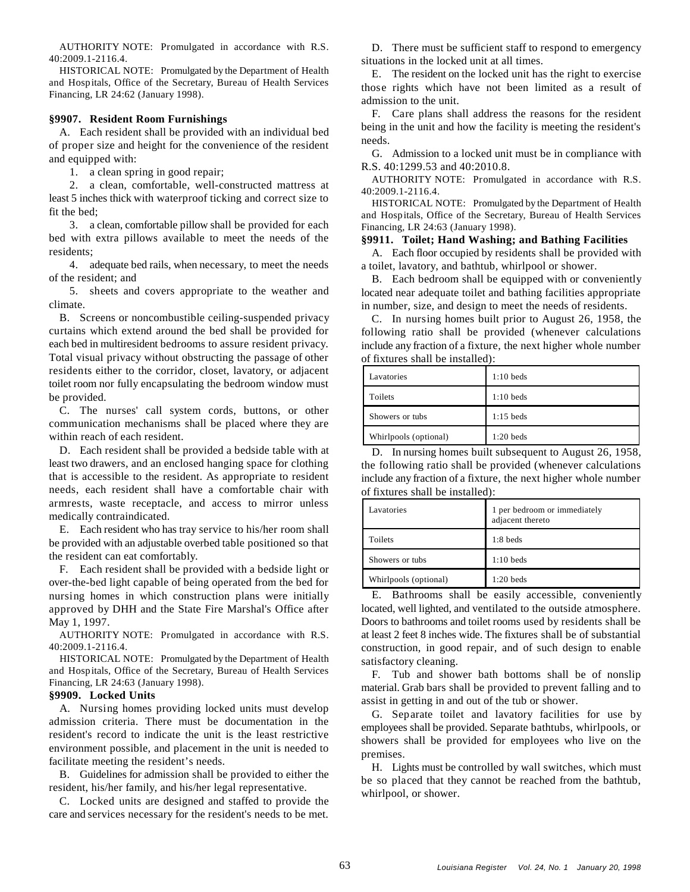AUTHORITY NOTE: Promulgated in accordance with R.S. 40:2009.1-2116.4.

HISTORICAL NOTE: Promulgated by the Department of Health and Hospitals, Office of the Secretary, Bureau of Health Services Financing, LR 24:62 (January 1998).

### §9907. Resident Room Furnishings

A. Each resident shall be provided with an individual bed of proper size and height for the convenience of the resident and equipped with:

1. a clean spring in good repair;

2. a clean, comfortable, well-constructed mattress at least 5 inches thick with waterproof ticking and correct size to fit the bed;

3. a clean, comfortable pillow shall be provided for each bed with extra pillows available to meet the needs of the residents;

4. adequate bed rails, when necessary, to meet the needs of the resident; and

5. sheets and covers appropriate to the weather and climate.

B. Screens or noncombustible ceiling-suspended privacy curtains which extend around the bed shall be provided for each bed in multiresident bedrooms to assure resident privacy. Total visual privacy without obstructing the passage of other residents either to the corridor, closet, lavatory, or adjacent toilet room nor fully encapsulating the bedroom window must be provided.

C. The nurses' call system cords, buttons, or other communication mechanisms shall be placed where they are within reach of each resident.

D. Each resident shall be provided a bedside table with at least two drawers, and an enclosed hanging space for clothing that is accessible to the resident. As appropriate to resident needs, each resident shall have a comfortable chair with armrests, waste receptacle, and access to mirror unless medically contraindicated.

E. Each resident who has tray service to his/her room shall be provided with an adjustable overbed table positioned so that the resident can eat comfortably.

F. Each resident shall be provided with a bedside light or over-the-bed light capable of being operated from the bed for nursing homes in which construction plans were initially approved by DHH and the State Fire Marshal's Office after May 1, 1997.

AUTHORITY NOTE: Promulgated in accordance with R.S. 40:2009.1-2116.4.

HISTORICAL NOTE: Promulgated by the Department of Health and Hospitals, Office of the Secretary, Bureau of Health Services Financing, LR 24:63 (January 1998).

### §9909. Locked Units

A. Nursing homes providing locked units must develop admission criteria. There must be documentation in the resident's record to indicate the unit is the least restrictive environment possible, and placement in the unit is needed to facilitate meeting the resident's needs.

B. Guidelines for admission shall be provided to either the resident, his/her family, and his/her legal representative.

C. Locked units are designed and staffed to provide the care and services necessary for the resident's needs to be met.

D. There must be sufficient staff to respond to emergency situations in the locked unit at all times.

E. The resident on the locked unit has the right to exercise those rights which have not been limited as a result of admission to the unit.

F. Care plans shall address the reasons for the resident being in the unit and how the facility is meeting the resident's needs.

G. Admission to a locked unit must be in compliance with R.S. 40:1299.53 and 40:2010.8.

AUTHORITY NOTE: Promulgated in accordance with R.S. 40:2009.1-2116.4.

HISTORICAL NOTE: Promulgated by the Department of Health and Hospitals, Office of the Secretary, Bureau of Health Services Financing, LR 24:63 (January 1998).

### §9911. Toilet; Hand Washing; and Bathing Facilities

A. Each floor occupied by residents shall be provided with a toilet, lavatory, and bathtub, whirlpool or shower.

B. Each bedroom shall be equipped with or conveniently located near adequate toilet and bathing facilities appropriate in number, size, and design to meet the needs of residents.

C. In nursing homes built prior to August 26, 1958, the following ratio shall be provided (whenever calculations include any fraction of a fixture, the next higher whole number of fixtures shall be installed):

| | |
|---|---|
| Lavatories | 1:10 beds |
| Toilets | 1:10 beds |
| Showers or tubs | 1:15 beds |
| Whirlpools (optional) | 1:20 beds |

D. In nursing homes built subsequent to August 26, 1958, the following ratio shall be provided (whenever calculations include any fraction of a fixture, the next higher whole number of fixtures shall be installed):

| | |
|---|---|
| Lavatories | 1 per bedroom or immediately adjacent thereto |
| Toilets | 1:8 beds |
| Showers or tubs | 1:10 beds |
| Whirlpools (optional) | 1:20 beds |

E. Bathrooms shall be easily accessible, conveniently located, well lighted, and ventilated to the outside atmosphere. Doors to bathrooms and toilet rooms used by residents shall be at least 2 feet 8 inches wide. The fixtures shall be of substantial construction, in good repair, and of such design to enable satisfactory cleaning.

F. Tub and shower bath bottoms shall be of nonslip material. Grab bars shall be provided to prevent falling and to assist in getting in and out of the tub or shower.

G. Separate toilet and lavatory facilities for use by employees shall be provided. Separate bathtubs, whirlpools, or showers shall be provided for employees who live on the premises.

H. Lights must be controlled by wall switches, which must be so placed that they cannot be reached from the bathtub, whirlpool, or shower.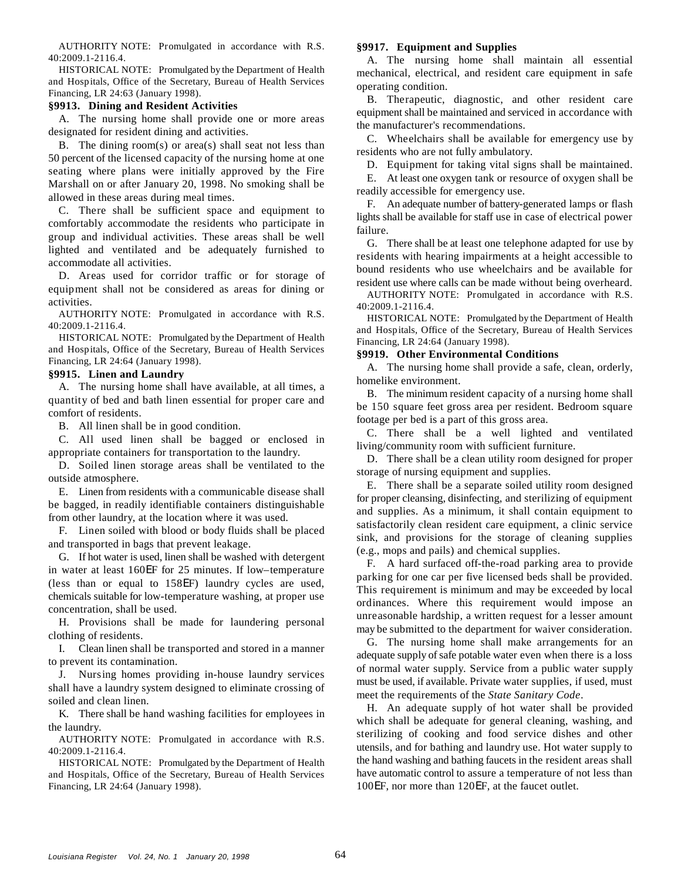AUTHORITY NOTE: Promulgated in accordance with R.S. 40:2009.1-2116.4.

HISTORICAL NOTE: Promulgated by the Department of Health and Hospitals, Office of the Secretary, Bureau of Health Services Financing, LR 24:63 (January 1998).

### §9913. Dining and Resident Activities

A. The nursing home shall provide one or more areas designated for resident dining and activities.

B. The dining room(s) or area(s) shall seat not less than 50 percent of the licensed capacity of the nursing home at one seating where plans were initially approved by the Fire Marshall on or after January 20, 1998. No smoking shall be allowed in these areas during meal times.

C. There shall be sufficient space and equipment to comfortably accommodate the residents who participate in group and individual activities. These areas shall be well lighted and ventilated and be adequately furnished to accommodate all activities.

D. Areas used for corridor traffic or for storage of equipment shall not be considered as areas for dining or activities.

AUTHORITY NOTE: Promulgated in accordance with R.S. 40:2009.1-2116.4.

HISTORICAL NOTE: Promulgated by the Department of Health and Hospitals, Office of the Secretary, Bureau of Health Services Financing, LR 24:64 (January 1998).

### §9915. Linen and Laundry

A. The nursing home shall have available, at all times, a quantity of bed and bath linen essential for proper care and comfort of residents.

B. All linen shall be in good condition.

C. All used linen shall be bagged or enclosed in appropriate containers for transportation to the laundry.

D. Soiled linen storage areas shall be ventilated to the outside atmosphere.

E. Linen from residents with a communicable disease shall be bagged, in readily identifiable containers distinguishable from other laundry, at the location where it was used.

F. Linen soiled with blood or body fluids shall be placed and transported in bags that prevent leakage.

G. If hot water is used, linen shall be washed with detergent in water at least 160EF for 25 minutes. If low–temperature (less than or equal to 158EF) laundry cycles are used, chemicals suitable for low-temperature washing, at proper use concentration, shall be used.

H. Provisions shall be made for laundering personal clothing of residents.

I. Clean linen shall be transported and stored in a manner to prevent its contamination.

J. Nursing homes providing in-house laundry services shall have a laundry system designed to eliminate crossing of soiled and clean linen.

K. There shall be hand washing facilities for employees in the laundry.

AUTHORITY NOTE: Promulgated in accordance with R.S. 40:2009.1-2116.4.

HISTORICAL NOTE: Promulgated by the Department of Health and Hospitals, Office of the Secretary, Bureau of Health Services Financing, LR 24:64 (January 1998).

### §9917. Equipment and Supplies

A. The nursing home shall maintain all essential mechanical, electrical, and resident care equipment in safe operating condition.

B. Therapeutic, diagnostic, and other resident care equipment shall be maintained and serviced in accordance with the manufacturer's recommendations.

C. Wheelchairs shall be available for emergency use by residents who are not fully ambulatory.

D. Equipment for taking vital signs shall be maintained.

E. At least one oxygen tank or resource of oxygen shall be readily accessible for emergency use.

F. An adequate number of battery-generated lamps or flash lights shall be available for staff use in case of electrical power failure.

G. There shall be at least one telephone adapted for use by residents with hearing impairments at a height accessible to bound residents who use wheelchairs and be available for resident use where calls can be made without being overheard.

AUTHORITY NOTE: Promulgated in accordance with R.S. 40:2009.1-2116.4.

HISTORICAL NOTE: Promulgated by the Department of Health and Hospitals, Office of the Secretary, Bureau of Health Services Financing, LR 24:64 (January 1998).

### §9919. Other Environmental Conditions

A. The nursing home shall provide a safe, clean, orderly, homelike environment.

B. The minimum resident capacity of a nursing home shall be 150 square feet gross area per resident. Bedroom square footage per bed is a part of this gross area.

C. There shall be a well lighted and ventilated living/community room with sufficient furniture.

D. There shall be a clean utility room designed for proper storage of nursing equipment and supplies.

E. There shall be a separate soiled utility room designed for proper cleansing, disinfecting, and sterilizing of equipment and supplies. As a minimum, it shall contain equipment to satisfactorily clean resident care equipment, a clinic service sink, and provisions for the storage of cleaning supplies (e.g., mops and pails) and chemical supplies.

F. A hard surfaced off-the-road parking area to provide parking for one car per five licensed beds shall be provided. This requirement is minimum and may be exceeded by local ordinances. Where this requirement would impose an unreasonable hardship, a written request for a lesser amount may be submitted to the department for waiver consideration.

G. The nursing home shall make arrangements for an adequate supply of safe potable water even when there is a loss of normal water supply. Service from a public water supply must be used, if available. Private water supplies, if used, must meet the requirements of the *State Sanitary Code*.

H. An adequate supply of hot water shall be provided which shall be adequate for general cleaning, washing, and sterilizing of cooking and food service dishes and other utensils, and for bathing and laundry use. Hot water supply to the hand washing and bathing faucets in the resident areas shall have automatic control to assure a temperature of not less than 100EF, nor more than 120EF, at the faucet outlet.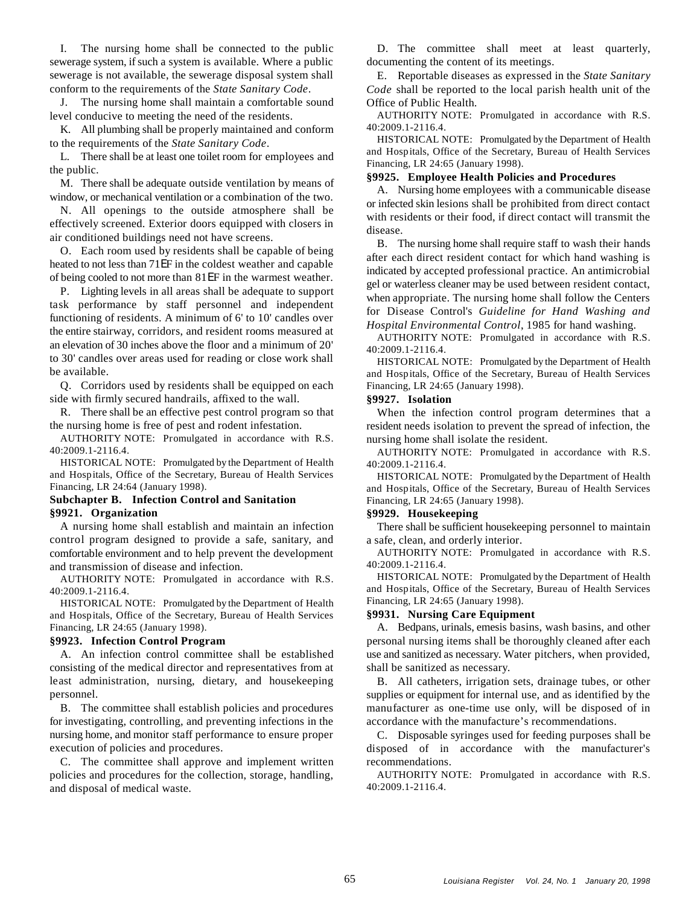I. The nursing home shall be connected to the public sewerage system, if such a system is available. Where a public sewerage is not available, the sewerage disposal system shall conform to the requirements of the *State Sanitary Code*.

J. The nursing home shall maintain a comfortable sound level conducive to meeting the need of the residents.

K. All plumbing shall be properly maintained and conform to the requirements of the *State Sanitary Code*.

L. There shall be at least one toilet room for employees and the public.

M. There shall be adequate outside ventilation by means of window, or mechanical ventilation or a combination of the two.

N. All openings to the outside atmosphere shall be effectively screened. Exterior doors equipped with closers in air conditioned buildings need not have screens.

O. Each room used by residents shall be capable of being heated to not less than 71EF in the coldest weather and capable of being cooled to not more than 81EF in the warmest weather.

P. Lighting levels in all areas shall be adequate to support task performance by staff personnel and independent functioning of residents. A minimum of 6' to 10' candles over the entire stairway, corridors, and resident rooms measured at an elevation of 30 inches above the floor and a minimum of 20' to 30' candles over areas used for reading or close work shall be available.

Q. Corridors used by residents shall be equipped on each side with firmly secured handrails, affixed to the wall.

R. There shall be an effective pest control program so that the nursing home is free of pest and rodent infestation.

AUTHORITY NOTE: Promulgated in accordance with R.S. 40:2009.1-2116.4.

HISTORICAL NOTE: Promulgated by the Department of Health and Hospitals, Office of the Secretary, Bureau of Health Services Financing, LR 24:64 (January 1998).

## Subchapter B. Infection Control and Sanitation

### §9921. Organization

A nursing home shall establish and maintain an infection control program designed to provide a safe, sanitary, and comfortable environment and to help prevent the development and transmission of disease and infection.

AUTHORITY NOTE: Promulgated in accordance with R.S. 40:2009.1-2116.4.

HISTORICAL NOTE: Promulgated by the Department of Health and Hospitals, Office of the Secretary, Bureau of Health Services Financing, LR 24:65 (January 1998).

### §9923. Infection Control Program

A. An infection control committee shall be established consisting of the medical director and representatives from at least administration, nursing, dietary, and housekeeping personnel.

B. The committee shall establish policies and procedures for investigating, controlling, and preventing infections in the nursing home, and monitor staff performance to ensure proper execution of policies and procedures.

C. The committee shall approve and implement written policies and procedures for the collection, storage, handling, and disposal of medical waste.

D. The committee shall meet at least quarterly, documenting the content of its meetings.

E. Reportable diseases as expressed in the *State Sanitary Code* shall be reported to the local parish health unit of the Office of Public Health.

AUTHORITY NOTE: Promulgated in accordance with R.S. 40:2009.1-2116.4.

HISTORICAL NOTE: Promulgated by the Department of Health and Hospitals, Office of the Secretary, Bureau of Health Services Financing, LR 24:65 (January 1998).

### §9925. Employee Health Policies and Procedures

A. Nursing home employees with a communicable disease or infected skin lesions shall be prohibited from direct contact with residents or their food, if direct contact will transmit the disease.

B. The nursing home shall require staff to wash their hands after each direct resident contact for which hand washing is indicated by accepted professional practice. An antimicrobial gel or waterless cleaner may be used between resident contact, when appropriate. The nursing home shall follow the Centers for Disease Control's *Guideline for Hand Washing and Hospital Environmental Control*, 1985 for hand washing.

AUTHORITY NOTE: Promulgated in accordance with R.S. 40:2009.1-2116.4.

HISTORICAL NOTE: Promulgated by the Department of Health and Hospitals, Office of the Secretary, Bureau of Health Services Financing, LR 24:65 (January 1998).

### §9927. Isolation

When the infection control program determines that a resident needs isolation to prevent the spread of infection, the nursing home shall isolate the resident.

AUTHORITY NOTE: Promulgated in accordance with R.S. 40:2009.1-2116.4.

HISTORICAL NOTE: Promulgated by the Department of Health and Hospitals, Office of the Secretary, Bureau of Health Services Financing, LR 24:65 (January 1998).

### §9929. Housekeeping

There shall be sufficient housekeeping personnel to maintain a safe, clean, and orderly interior.

AUTHORITY NOTE: Promulgated in accordance with R.S. 40:2009.1-2116.4.

HISTORICAL NOTE: Promulgated by the Department of Health and Hospitals, Office of the Secretary, Bureau of Health Services Financing, LR 24:65 (January 1998).

### §9931. Nursing Care Equipment

A. Bedpans, urinals, emesis basins, wash basins, and other personal nursing items shall be thoroughly cleaned after each use and sanitized as necessary. Water pitchers, when provided, shall be sanitized as necessary.

B. All catheters, irrigation sets, drainage tubes, or other supplies or equipment for internal use, and as identified by the manufacturer as one-time use only, will be disposed of in accordance with the manufacture's recommendations.

C. Disposable syringes used for feeding purposes shall be disposed of in accordance with the manufacturer's recommendations.

AUTHORITY NOTE: Promulgated in accordance with R.S. 40:2009.1-2116.4.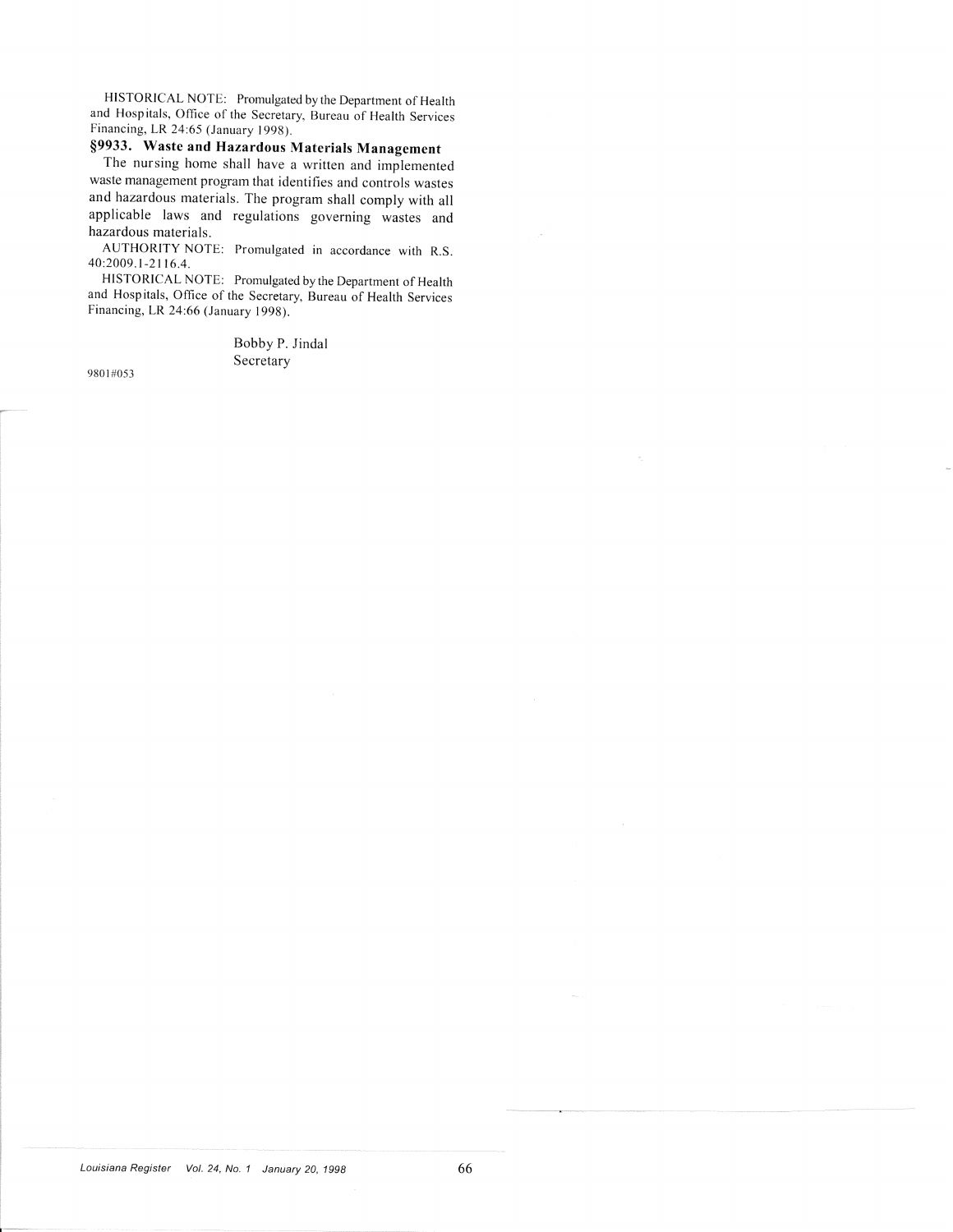HISTORICAL NOTE: Promulgated by the Department of Health and Hospitals, Office of the Secretary, Bureau of Health Services Financing, LR 24:65 (January 1998).

### §9933. Waste and Hazardous Materials Management

The nursing home shall have a written and implemented waste management program that identifies and controls wastes and hazardous materials. The program shall comply with all applicable laws and regulations governing wastes and hazardous materials.

AUTHORITY NOTE: Promulgated in accordance with R.S. 40:2009.1-2116.4.

HISTORICAL NOTE: Promulgated by the Department of Health and Hospitals, Office of the Secretary, Bureau of Health Services Financing, LR 24:66 (January 1998).

Bobby P. Jindal
Secretary

9801#053